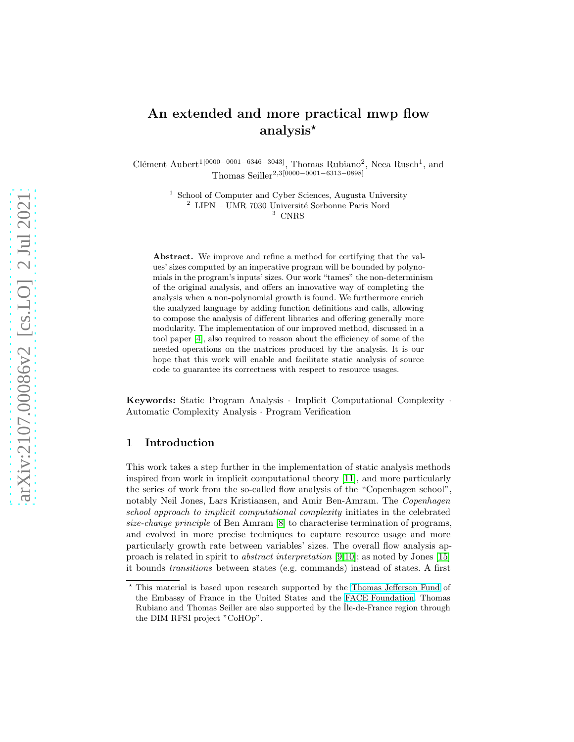# An extended and more practical mwp flow analysis*

Clément Aubert[1[0000−0001−6346−3043]], Thomas Rubiano[2], Neea Rusch[1], and Thomas Seiller[2,3[0000−0001−6313−0898]]

[1] School of Computer and Cyber Sciences, Augusta University
[2] LIPN – UMR 7030 Université Sorbonne Paris Nord
[3] CNRS

**Abstract.** We improve and refine a method for certifying that the values' sizes computed by an imperative program will be bounded by polynomials in the program's inputs' sizes. Our work "tames" the non-determinism of the original analysis, and offers an innovative way of completing the analysis when a non-polynomial growth is found. We furthermore enrich the analyzed language by adding function definitions and calls, allowing to compose the analysis of different libraries and offering generally more modularity. The implementation of our improved method, discussed in a tool paper [4], also required to reason about the efficiency of some of the needed operations on the matrices produced by the analysis. It is our hope that this work will enable and facilitate static analysis of source code to guarantee its correctness with respect to resource usages.

**Keywords:** Static Program Analysis · Implicit Computational Complexity · Automatic Complexity Analysis · Program Verification

## 1 Introduction

This work takes a step further in the implementation of static analysis methods inspired from work in implicit computational theory [11], and more particularly the series of work from the so-called flow analysis of the "Copenhagen school", notably Neil Jones, Lars Kristiansen, and Amir Ben-Amram. The *Copenhagen school approach to implicit computational complexity* initiates in the celebrated *size-change principle* of Ben Amram [8] to characterise termination of programs, and evolved in more precise techniques to capture resource usage and more particularly growth rate between variables' sizes. The overall flow analysis approach is related in spirit to *abstract interpretation* [9,10]; as noted by Jones [15] it bounds *transitions* between states (e.g. commands) instead of states. A first

---

* This material is based upon research supported by the Thomas Jefferson Fund of the Embassy of France in the United States and the FACE Foundation. Thomas Rubiano and Thomas Seiller are also supported by the Île-de-France region through the DIM RFSI project "CoHOp".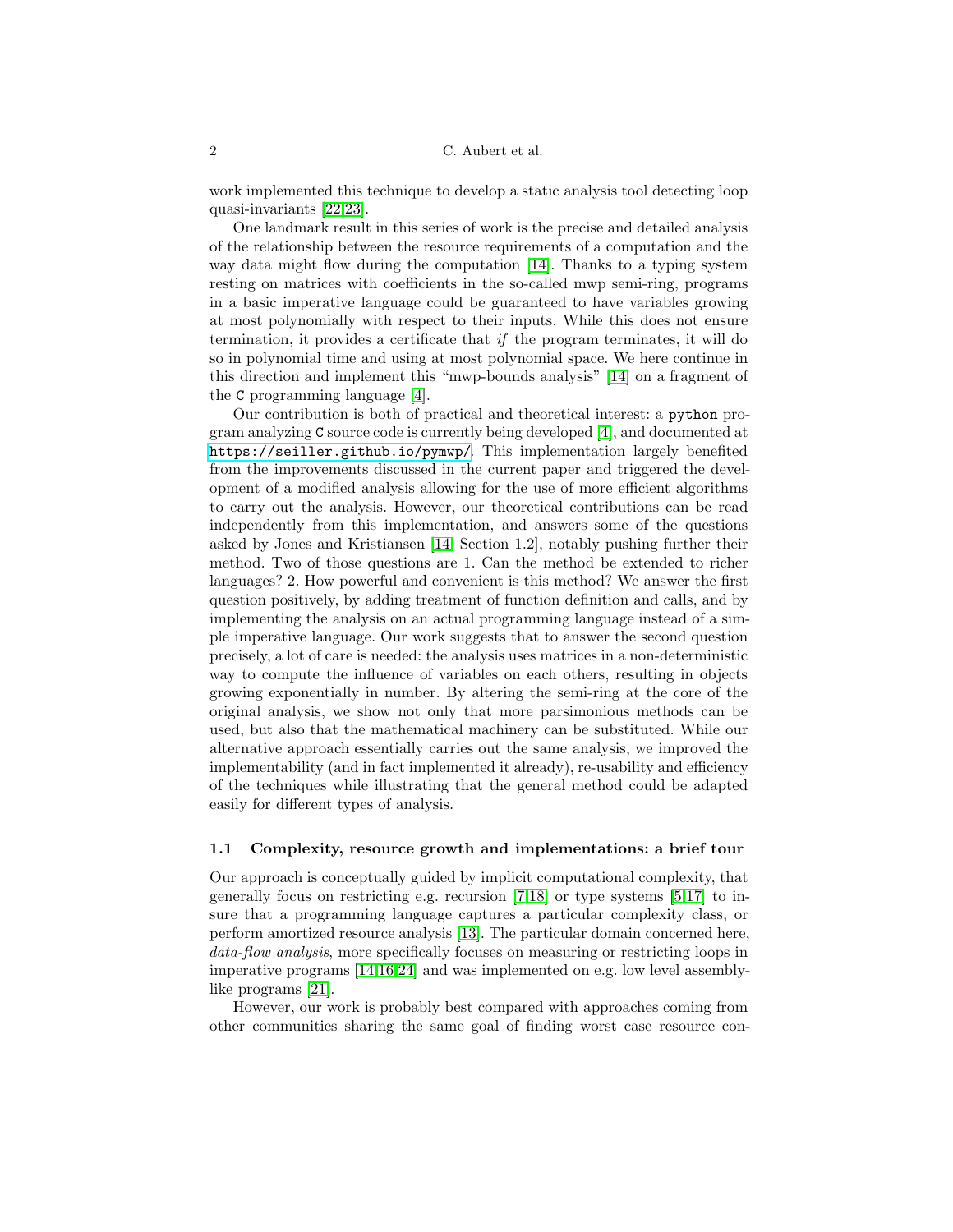work implemented this technique to develop a static analysis tool detecting loop quasi-invariants [22,23].

One landmark result in this series of work is the precise and detailed analysis of the relationship between the resource requirements of a computation and the way data might flow during the computation [14]. Thanks to a typing system resting on matrices with coefficients in the so-called mwp semi-ring, programs in a basic imperative language could be guaranteed to have variables growing at most polynomially with respect to their inputs. While this does not ensure termination, it provides a certificate that *if* the program terminates, it will do so in polynomial time and using at most polynomial space. We here continue in this direction and implement this "mwp-bounds analysis" [14] on a fragment of the `C` programming language [4].

Our contribution is both of practical and theoretical interest: a `python` program analyzing `C` source code is currently being developed [4], and documented at https://seiller.github.io/pymwp/. This implementation largely benefited from the improvements discussed in the current paper and triggered the development of a modified analysis allowing for the use of more efficient algorithms to carry out the analysis. However, our theoretical contributions can be read independently from this implementation, and answers some of the questions asked by Jones and Kristiansen [14, Section 1.2], notably pushing further their method. Two of those questions are 1. Can the method be extended to richer languages? 2. How powerful and convenient is this method? We answer the first question positively, by adding treatment of function definition and calls, and by implementing the analysis on an actual programming language instead of a simple imperative language. Our work suggests that to answer the second question precisely, a lot of care is needed: the analysis uses matrices in a non-deterministic way to compute the influence of variables on each others, resulting in objects growing exponentially in number. By altering the semi-ring at the core of the original analysis, we show not only that more parsimonious methods can be used, but also that the mathematical machinery can be substituted. While our alternative approach essentially carries out the same analysis, we improved the implementability (and in fact implemented it already), re-usability and efficiency of the techniques while illustrating that the general method could be adapted easily for different types of analysis.

### 1.1 Complexity, resource growth and implementations: a brief tour

Our approach is conceptually guided by implicit computational complexity, that generally focus on restricting e.g. recursion [7,18] or type systems [5,17] to insure that a programming language captures a particular complexity class, or perform amortized resource analysis [13]. The particular domain concerned here, *data-flow analysis*, more specifically focuses on measuring or restricting loops in imperative programs [14,16,24] and was implemented on e.g. low level assembly-like programs [21].

However, our work is probably best compared with approaches coming from other communities sharing the same goal of finding worst case resource con-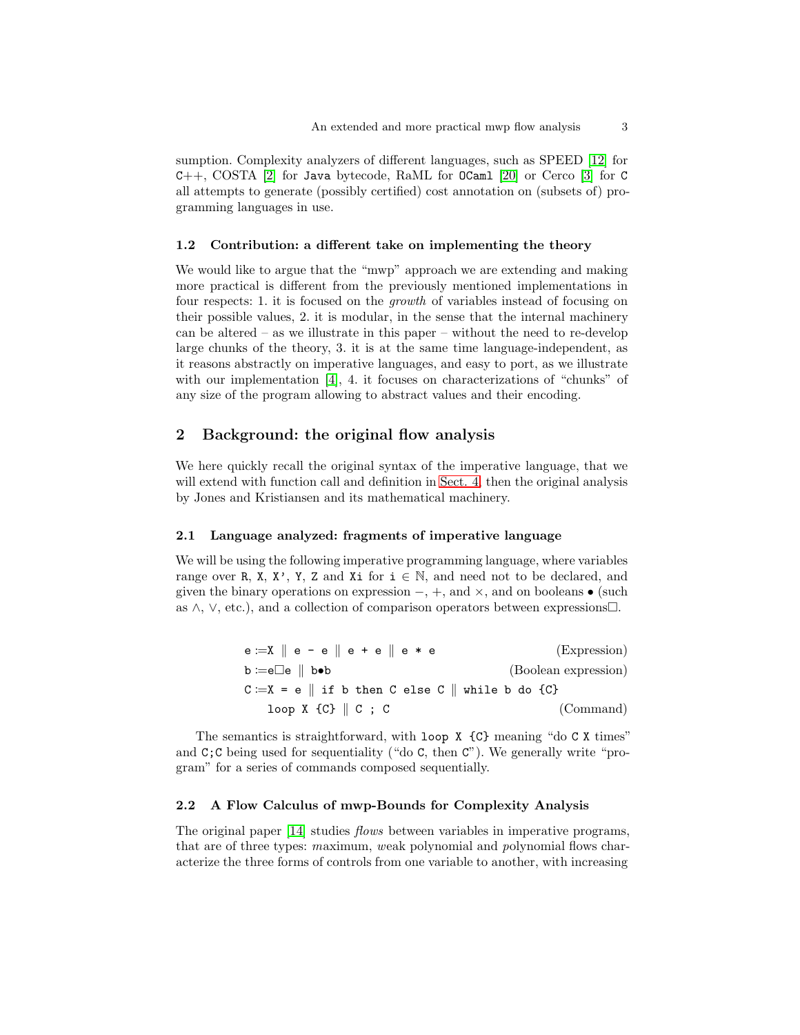sumption. Complexity analyzers of different languages, such as SPEED [12] for C++, COSTA [2] for `Java` bytecode, RaML for `OCaml` [20] or Cerco [3] for `C` all attempts to generate (possibly certified) cost annotation on (subsets of) programming languages in use.

### 1.2 Contribution: a different take on implementing the theory

We would like to argue that the "mwp" approach we are extending and making more practical is different from the previously mentioned implementations in four respects: 1. it is focused on the *growth* of variables instead of focusing on their possible values, 2. it is modular, in the sense that the internal machinery can be altered – as we illustrate in this paper – without the need to re-develop large chunks of the theory, 3. it is at the same time language-independent, as it reasons abstractly on imperative languages, and easy to port, as we illustrate with our implementation [4], 4. it focuses on characterizations of "chunks" of any size of the program allowing to abstract values and their encoding.

## 2 Background: the original flow analysis

We here quickly recall the original syntax of the imperative language, that we will extend with function call and definition in Sect. 4, then the original analysis by Jones and Kristiansen and its mathematical machinery.

### 2.1 Language analyzed: fragments of imperative language

We will be using the following imperative programming language, where variables range over `R`, `X`, `X'`, `Y`, `Z` and `Xi` for $\texttt{i} \in \mathbb{N}$, and need not to be declared, and given the binary operations on expression $-$, $+$, and $\times$, and on booleans $\bullet$ (such as $\wedge$, $\vee$, etc.), and a collection of comparison operators between expressions$\square$.

```
e ::= X ‖ e - e ‖ e + e ‖ e * e                          (Expression)
b ::= e□e ‖ b•b                                  (Boolean expression)
C ::= X = e ‖ if b then C else C ‖ while b do {C}
    loop X {C} ‖ C ; C                                      (Command)
```

The semantics is straightforward, with `loop X {C}` meaning "do `C` `X` times" and `C;C` being used for sequentiality ("do `C`, then `C`"). We generally write "program" for a series of commands composed sequentially.

### 2.2 A Flow Calculus of mwp-Bounds for Complexity Analysis

The original paper [14] studies *flows* between variables in imperative programs, that are of three types: *m*aximum, *w*eak polynomial and *p*olynomial flows characterize the three forms of controls from one variable to another, with increasing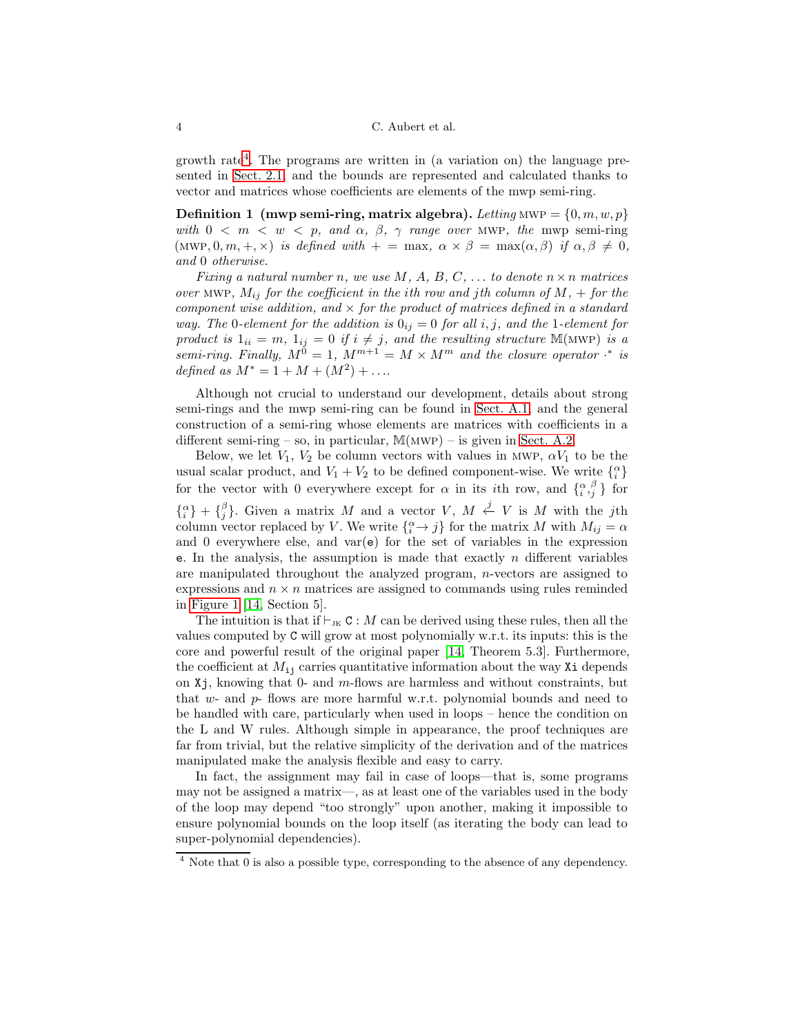growth rate[4]. The programs are written in (a variation on) the language presented in Sect. 2.1, and the bounds are represented and calculated thanks to vector and matrices whose coefficients are elements of the mwp semi-ring.

**Definition 1 (mwp semi-ring, matrix algebra).** *Letting* $\text{MWP} = \{0, m, w, p\}$ *with* $0 < m < w < p$, *and* $\alpha$, $\beta$, $\gamma$ *range over* MWP, *the* mwp semi-ring $(\text{MWP}, 0, m, +, \times)$ *is defined with* $+ = \max$, $\alpha \times \beta = \max(\alpha, \beta)$ *if* $\alpha, \beta \neq 0$, *and* 0 *otherwise.*

*Fixing a natural number* $n$, *we use* $M$, $A$, $B$, $C$, ... *to denote* $n \times n$ *matrices over* MWP, $M_{ij}$ *for the coefficient in the* $i$*th row and* $j$*th column of* $M$, $+$ *for the component wise addition, and* $\times$ *for the product of matrices defined in a standard way. The* 0*-element for the addition is* $0_{ij} = 0$ *for all* $i, j$, *and the* 1*-element for product is* $1_{ii} = m$, $1_{ij} = 0$ *if* $i \neq j$, *and the resulting structure* $\mathbb{M}(\text{MWP})$ *is a semi-ring. Finally,* $M^0 = 1$, $M^{m+1} = M \times M^m$ *and the closure operator* $\cdot^*$ *is defined as* $M^* = 1 + M + (M^2) + \ldots$.

Although not crucial to understand our development, details about strong semi-rings and the mwp semi-ring can be found in Sect. A.1, and the general construction of a semi-ring whose elements are matrices with coefficients in a different semi-ring – so, in particular, $\mathbb{M}(\text{MWP})$ – is given in Sect. A.2.

Below, we let $V_1$, $V_2$ be column vectors with values in MWP, $\alpha V_1$ to be the usual scalar product, and $V_1 + V_2$ to be defined component-wise. We write $\{^{\alpha}_{i}\}$ for the vector with 0 everywhere except for $\alpha$ in its $i$th row, and $\{^{\alpha}_{i}, ^{\beta}_{j}\}$ for $\{^{\alpha}_{i}\} + \{^{\beta}_{j}\}$. Given a matrix $M$ and a vector $V$, $M \xleftarrow{j} V$ is $M$ with the $j$th column vector replaced by $V$. We write $\{^{\alpha}_{i} \!\rightarrow j\}$ for the matrix $M$ with $M_{ij} = \alpha$ and 0 everywhere else, and $\text{var}(\texttt{e})$ for the set of variables in the expression $\texttt{e}$. In the analysis, the assumption is made that exactly $n$ different variables are manipulated throughout the analyzed program, $n$-vectors are assigned to expressions and $n \times n$ matrices are assigned to commands using rules reminded in Figure 1 [14, Section 5].

The intuition is that if $\vdash_{\text{JK}} \texttt{C} : M$ can be derived using these rules, then all the values computed by $\texttt{C}$ will grow at most polynomially w.r.t. its inputs: this is the core and powerful result of the original paper [14, Theorem 5.3]. Furthermore, the coefficient at $M_{\texttt{ij}}$ carries quantitative information about the way $\texttt{Xi}$ depends on $\texttt{Xj}$, knowing that 0- and $m$-flows are harmless and without constraints, but that $w$- and $p$- flows are more harmful w.r.t. polynomial bounds and need to be handled with care, particularly when used in loops – hence the condition on the L and W rules. Although simple in appearance, the proof techniques are far from trivial, but the relative simplicity of the derivation and of the matrices manipulated make the analysis flexible and easy to carry.

In fact, the assignment may fail in case of loops—that is, some programs may not be assigned a matrix—, as at least one of the variables used in the body of the loop may depend "too strongly" upon another, making it impossible to ensure polynomial bounds on the loop itself (as iterating the body can lead to super-polynomial dependencies).

[4] Note that 0 is also a possible type, corresponding to the absence of any dependency.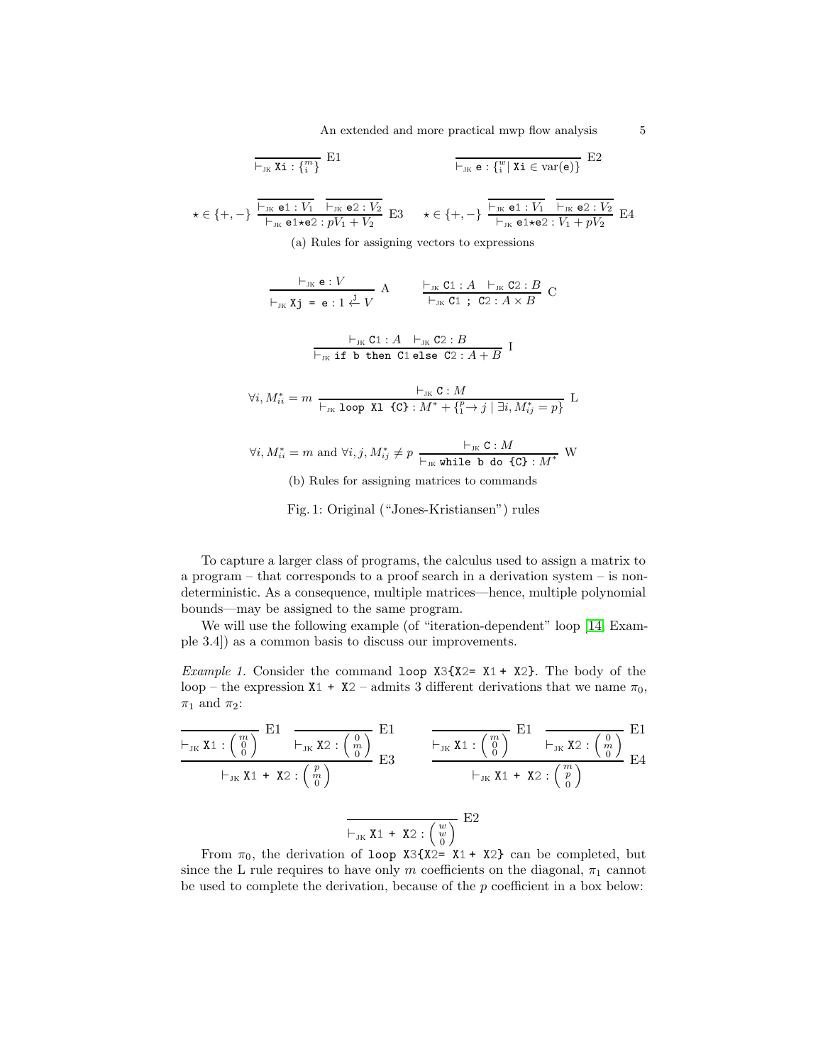$$\frac{}{\vdash_{\text{JK}} \texttt{Xi} : \{^m_{\texttt{i}}\}} \text{ E1} \qquad \frac{}{\vdash_{\text{JK}} \texttt{e} : \{^w_{\texttt{i}} \mid \texttt{Xi} \in \text{var}(\texttt{e})\}} \text{ E2}$$

$$\star \in \{+,-\} \; \frac{\overline{\vdash_{\text{JK}} \texttt{e1} : V_1} \quad \overline{\vdash_{\text{JK}} \texttt{e2} : V_2}}{\vdash_{\text{JK}} \texttt{e1}\star\texttt{e2} : pV_1 + V_2} \text{ E3} \qquad \star \in \{+,-\} \; \frac{\overline{\vdash_{\text{JK}} \texttt{e1} : V_1} \quad \overline{\vdash_{\text{JK}} \texttt{e2} : V_2}}{\vdash_{\text{JK}} \texttt{e1}\star\texttt{e2} : V_1 + pV_2} \text{ E4}$$

(a) Rules for assigning vectors to expressions

$$\frac{\vdash_{\text{JK}} \texttt{e} : V}{\vdash_{\text{JK}} \texttt{Xj = e} : 1 \xleftarrow{\texttt{j}} V} \text{ A} \qquad \frac{\vdash_{\text{JK}} \texttt{C1} : A \quad \vdash_{\text{JK}} \texttt{C2} : B}{\vdash_{\text{JK}} \texttt{C1 ; C2} : A \times B} \text{ C}$$

$$\frac{\vdash_{\text{JK}} \texttt{C1} : A \quad \vdash_{\text{JK}} \texttt{C2} : B}{\vdash_{\text{JK}} \texttt{if b then C1 else C2} : A + B} \text{ I}$$

$$\forall i, M^*_{ii} = m \; \frac{\vdash_{\text{JK}} \texttt{C} : M}{\vdash_{\text{JK}} \texttt{loop Xl \{C\}} : M^* + \{^p_{\texttt{l}} \to j \mid \exists i, M^*_{ij} = p\}} \text{ L}$$

$$\forall i, M^*_{ii} = m \text{ and } \forall i,j, M^*_{ij} \neq p \; \frac{\vdash_{\text{JK}} \texttt{C} : M}{\vdash_{\text{JK}} \texttt{while b do \{C\}} : M^*} \text{ W}$$

(b) Rules for assigning matrices to commands

Fig. 1: Original ("Jones-Kristiansen") rules

To capture a larger class of programs, the calculus used to assign a matrix to a program – that corresponds to a proof search in a derivation system – is non-deterministic. As a consequence, multiple matrices—hence, multiple polynomial bounds—may be assigned to the same program.

We will use the following example (of "iteration-dependent" loop [14, Example 3.4]) as a common basis to discuss our improvements.

*Example 1.* Consider the command `loop X3{X2= X1 + X2}`. The body of the loop – the expression `X1 + X2` – admits 3 different derivations that we name $\pi_0$, $\pi_1$ and $\pi_2$:

$$\frac{\dfrac{}{\vdash_{\text{JK}} \texttt{X1} : \begin{pmatrix} m \\ 0 \\ 0 \end{pmatrix}} \text{ E1} \quad \dfrac{}{\vdash_{\text{JK}} \texttt{X2} : \begin{pmatrix} 0 \\ m \\ 0 \end{pmatrix}} \text{ E1}}{\vdash_{\text{JK}} \texttt{X1 + X2} : \begin{pmatrix} p \\ m \\ 0 \end{pmatrix}} \text{ E3} \qquad \frac{\dfrac{}{\vdash_{\text{JK}} \texttt{X1} : \begin{pmatrix} m \\ 0 \\ 0 \end{pmatrix}} \text{ E1} \quad \dfrac{}{\vdash_{\text{JK}} \texttt{X2} : \begin{pmatrix} 0 \\ m \\ 0 \end{pmatrix}} \text{ E1}}{\vdash_{\text{JK}} \texttt{X1 + X2} : \begin{pmatrix} m \\ p \\ 0 \end{pmatrix}} \text{ E4}$$

$$\frac{}{\vdash_{\text{JK}} \texttt{X1 + X2} : \begin{pmatrix} w \\ w \\ 0 \end{pmatrix}} \text{ E2}$$

From $\pi_0$, the derivation of `loop X3{X2= X1 + X2}` can be completed, but since the L rule requires to have only $m$ coefficients on the diagonal, $\pi_1$ cannot be used to complete the derivation, because of the $p$ coefficient in a box below: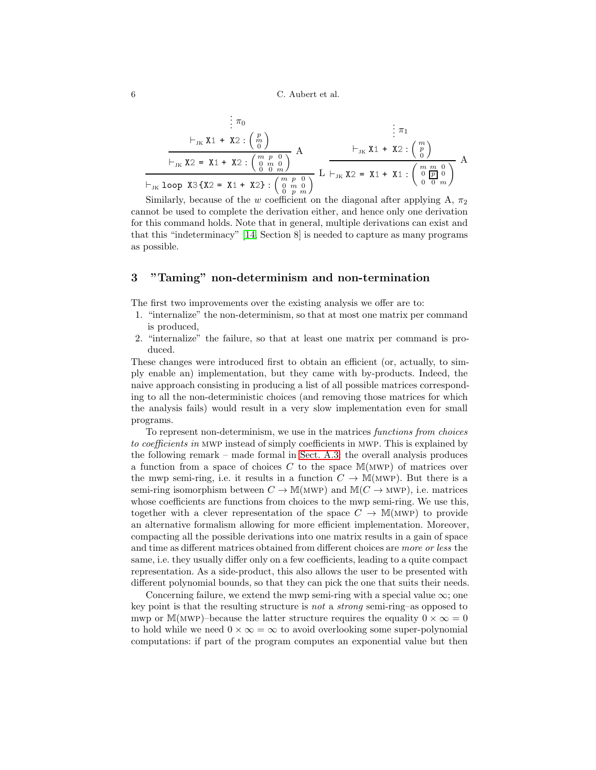$$
\dfrac{\dfrac{\dfrac{\vdots\ \pi_0}{\vdash_{\text{JK}} \texttt{X1 + X2} : \begin{pmatrix} p \\ m \\ 0 \end{pmatrix}}}{\vdash_{\text{JK}} \texttt{X2 = X1 + X2} : \begin{pmatrix} m & p & 0 \\ 0 & m & 0 \\ 0 & 0 & m \end{pmatrix}} \text{ A}}{\vdash_{\text{JK}} \texttt{loop X3\{X2 = X1 + X2\}} : \begin{pmatrix} m & p & 0 \\ 0 & m & 0 \\ 0 & p & m \end{pmatrix}} \text{ L} \qquad \dfrac{\dfrac{\vdots\ \pi_1}{\vdash_{\text{JK}} \texttt{X1 + X2} : \begin{pmatrix} m \\ p \\ 0 \end{pmatrix}}}{\vdash_{\text{JK}} \texttt{X2 = X1 + X1} : \begin{pmatrix} m & m & 0 \\ 0 & \boxed{p} & 0 \\ 0 & 0 & m \end{pmatrix}} \text{ A}
$$

Similarly, because of the $w$ coefficient on the diagonal after applying A, $\pi_2$ cannot be used to complete the derivation either, and hence only one derivation for this command holds. Note that in general, multiple derivations can exist and that this "indeterminacy" [14, Section 8] is needed to capture as many programs as possible.

## 3 "Taming" non-determinism and non-termination

The first two improvements over the existing analysis we offer are to:

1. "internalize" the non-determinism, so that at most one matrix per command is produced,
2. "internalize" the failure, so that at least one matrix per command is produced.

These changes were introduced first to obtain an efficient (or, actually, to simply enable an) implementation, but they came with by-products. Indeed, the naive approach consisting in producing a list of all possible matrices corresponding to all the non-deterministic choices (and removing those matrices for which the analysis fails) would result in a very slow implementation even for small programs.

To represent non-determinism, we use in the matrices *functions from choices to coefficients in* MWP instead of simply coefficients in MWP. This is explained by the following remark – made formal in Sect. A.3: the overall analysis produces a function from a space of choices $C$ to the space $\mathbb{M}(\text{MWP})$ of matrices over the mwp semi-ring, i.e. it results in a function $C \to \mathbb{M}(\text{MWP})$. But there is a semi-ring isomorphism between $C \to \mathbb{M}(\text{MWP})$ and $\mathbb{M}(C \to \text{MWP})$, i.e. matrices whose coefficients are functions from choices to the mwp semi-ring. We use this, together with a clever representation of the space $C \to \mathbb{M}(\text{MWP})$ to provide an alternative formalism allowing for more efficient implementation. Moreover, compacting all the possible derivations into one matrix results in a gain of space and time as different matrices obtained from different choices are *more or less* the same, i.e. they usually differ only on a few coefficients, leading to a quite compact representation. As a side-product, this also allows the user to be presented with different polynomial bounds, so that they can pick the one that suits their needs.

Concerning failure, we extend the mwp semi-ring with a special value $\infty$; one key point is that the resulting structure is *not* a *strong* semi-ring–as opposed to mwp or $\mathbb{M}(\text{MWP})$–because the latter structure requires the equality $0 \times \infty = 0$ to hold while we need $0 \times \infty = \infty$ to avoid overlooking some super-polynomial computations: if part of the program computes an exponential value but then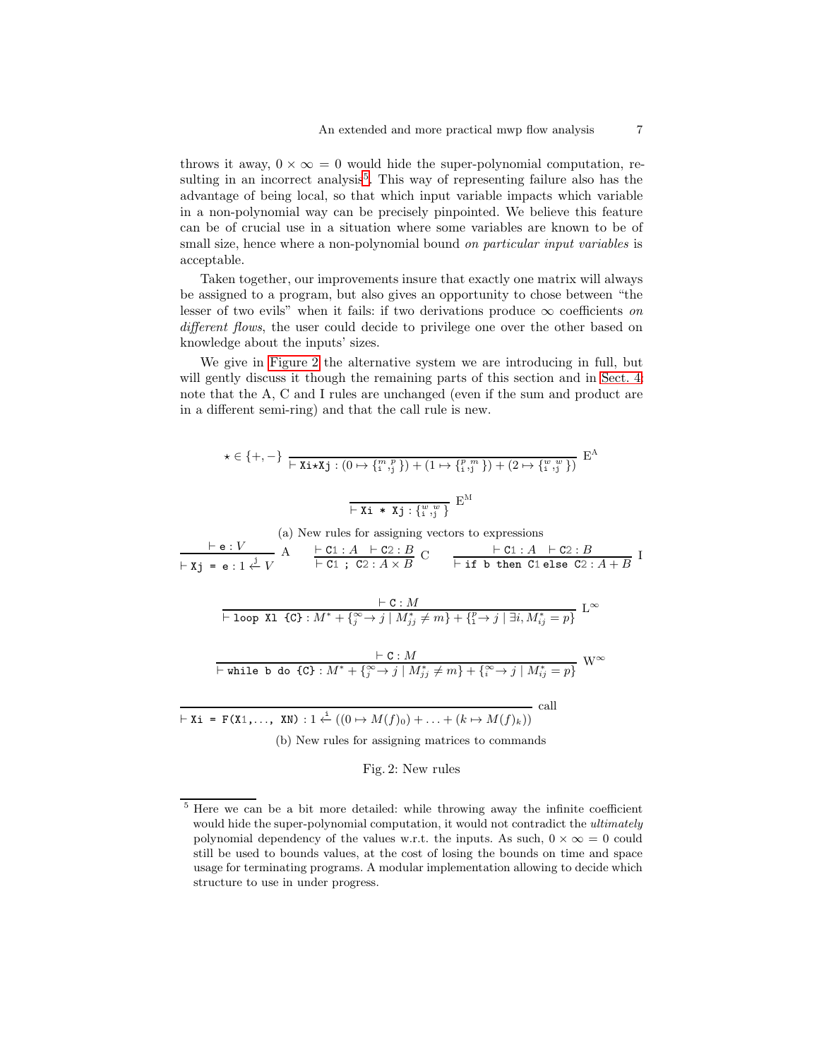throws it away, $0 \times \infty = 0$ would hide the super-polynomial computation, resulting in an incorrect analysis[5]. This way of representing failure also has the advantage of being local, so that which input variable impacts which variable in a non-polynomial way can be precisely pinpointed. We believe this feature can be of crucial use in a situation where some variables are known to be of small size, hence where a non-polynomial bound *on particular input variables* is acceptable.

Taken together, our improvements insure that exactly one matrix will always be assigned to a program, but also gives an opportunity to chose between "the lesser of two evils" when it fails: if two derivations produce $\infty$ coefficients *on different flows*, the user could decide to privilege one over the other based on knowledge about the inputs' sizes.

We give in Figure 2 the alternative system we are introducing in full, but will gently discuss it though the remaining parts of this section and in Sect. 4; note that the A, C and I rules are unchanged (even if the sum and product are in a different semi-ring) and that the call rule is new.

$$\star \in \{+, -\} \quad \frac{}{\vdash \texttt{Xi}\star\texttt{Xj} : (0 \mapsto \{{}^{m}_{\texttt{i}}, {}^{p}_{\texttt{j}}\}) + (1 \mapsto \{{}^{p}_{\texttt{i}}, {}^{m}_{\texttt{j}}\}) + (2 \mapsto \{{}^{w}_{\texttt{i}}, {}^{w}_{\texttt{j}}\})} \; \mathrm{E}^{\mathrm{A}}$$

$$\frac{}{\vdash \texttt{Xi * Xj} : \{{}^{w}_{\texttt{i}}, {}^{w}_{\texttt{j}}\}} \; \mathrm{E}^{\mathrm{M}}$$

(a) New rules for assigning vectors to expressions

$$\frac{\vdash \texttt{e} : V}{\vdash \texttt{Xj = e} : 1 \overset{\texttt{j}}{\leftarrow} V} \; \mathrm{A} \qquad \frac{\vdash \texttt{C1} : A \quad \vdash \texttt{C2} : B}{\vdash \texttt{C1 ; C2} : A \times B} \; \mathrm{C} \qquad \frac{\vdash \texttt{C1} : A \quad \vdash \texttt{C2} : B}{\vdash \texttt{if b then C1 else C2} : A + B} \; \mathrm{I}$$

$$\frac{\vdash \texttt{C} : M}{\vdash \texttt{loop Xl \{C\}} : M^* + \{{}^{\infty}_{j} \to j \mid M^*_{jj} \neq m\} + \{{}^{p}_{l} \to j \mid \exists i, M^*_{ij} = p\}} \; \mathrm{L}^{\infty}$$

$$\frac{\vdash \texttt{C} : M}{\vdash \texttt{while b do \{C\}} : M^* + \{{}^{\infty}_{j} \to j \mid M^*_{jj} \neq m\} + \{{}^{\infty}_{i} \to j \mid M^*_{ij} = p\}} \; \mathrm{W}^{\infty}$$

$$\frac{}{\vdash \texttt{Xi = F(X1,..., XN)} : 1 \overset{\texttt{i}}{\leftarrow} ((0 \mapsto M(f)_0) + \ldots + (k \mapsto M(f)_k))} \; \text{call}$$

(b) New rules for assigning matrices to commands

Fig. 2: New rules

---

[5] Here we can be a bit more detailed: while throwing away the infinite coefficient would hide the super-polynomial computation, it would not contradict the *ultimately* polynomial dependency of the values w.r.t. the inputs. As such, $0 \times \infty = 0$ could still be used to bounds values, at the cost of losing the bounds on time and space usage for terminating programs. A modular implementation allowing to decide which structure to use in under progress.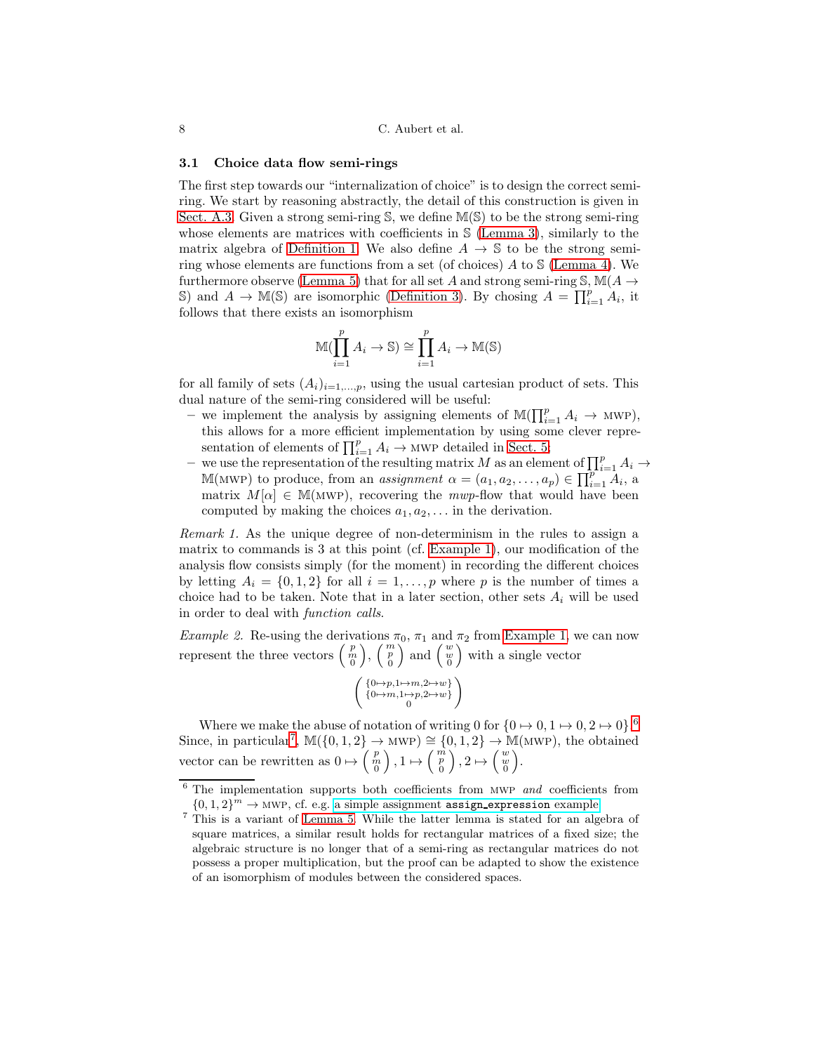### 3.1 Choice data flow semi-rings

The first step towards our "internalization of choice" is to design the correct semi-ring. We start by reasoning abstractly, the detail of this construction is given in Sect. A.3. Given a strong semi-ring $\mathbb{S}$, we define $\mathbb{M}(\mathbb{S})$ to be the strong semi-ring whose elements are matrices with coefficients in $\mathbb{S}$ (Lemma 3), similarly to the matrix algebra of Definition 1. We also define $A \to \mathbb{S}$ to be the strong semi-ring whose elements are functions from a set (of choices) $A$ to $\mathbb{S}$ (Lemma 4). We furthermore observe (Lemma 5) that for all set $A$ and strong semi-ring $\mathbb{S}$, $\mathbb{M}(A \to \mathbb{S})$ and $A \to \mathbb{M}(\mathbb{S})$ are isomorphic (Definition 3). By chosing $A = \prod_{i=1}^{p} A_i$, it follows that there exists an isomorphism

$$\mathbb{M}(\prod_{i=1}^{p} A_i \to \mathbb{S}) \cong \prod_{i=1}^{p} A_i \to \mathbb{M}(\mathbb{S})$$

for all family of sets $(A_i)_{i=1,\dots,p}$, using the usual cartesian product of sets. This dual nature of the semi-ring considered will be useful:

- we implement the analysis by assigning elements of $\mathbb{M}(\prod_{i=1}^{p} A_i \to \textsc{mwp})$, this allows for a more efficient implementation by using some clever representation of elements of $\prod_{i=1}^{p} A_i \to \textsc{mwp}$ detailed in Sect. 5;
- we use the representation of the resulting matrix $M$ as an element of $\prod_{i=1}^{p} A_i \to \mathbb{M}(\textsc{mwp})$ to produce, from an *assignment* $\alpha = (a_1, a_2, \dots, a_p) \in \prod_{i=1}^{p} A_i$, a matrix $M[\alpha] \in \mathbb{M}(\textsc{mwp})$, recovering the *mwp*-flow that would have been computed by making the choices $a_1, a_2, \dots$ in the derivation.

*Remark 1.* As the unique degree of non-determinism in the rules to assign a matrix to commands is 3 at this point (cf. Example 1), our modification of the analysis flow consists simply (for the moment) in recording the different choices by letting $A_i = \{0, 1, 2\}$ for all $i = 1, \dots, p$ where $p$ is the number of times a choice had to be taken. Note that in a later section, other sets $A_i$ will be used in order to deal with *function calls*.

*Example 2.* Re-using the derivations $\pi_0$, $\pi_1$ and $\pi_2$ from Example 1, we can now represent the three vectors $\begin{pmatrix} p \\ m \\ 0 \end{pmatrix}$, $\begin{pmatrix} m \\ p \\ 0 \end{pmatrix}$ and $\begin{pmatrix} w \\ w \\ 0 \end{pmatrix}$ with a single vector

$$\begin{pmatrix} \{0 \mapsto p, 1 \mapsto m, 2 \mapsto w\} \\ \{0 \mapsto m, 1 \mapsto p, 2 \mapsto w\} \\ 0 \end{pmatrix}$$

Where we make the abuse of notation of writing 0 for $\{0 \mapsto 0, 1 \mapsto 0, 2 \mapsto 0\}$.[6] Since, in particular[7], $\mathbb{M}(\{0, 1, 2\} \to \textsc{mwp}) \cong \{0, 1, 2\} \to \mathbb{M}(\textsc{mwp})$, the obtained vector can be rewritten as $0 \mapsto \begin{pmatrix} p \\ m \\ 0 \end{pmatrix}, 1 \mapsto \begin{pmatrix} m \\ p \\ 0 \end{pmatrix}, 2 \mapsto \begin{pmatrix} w \\ w \\ 0 \end{pmatrix}$.

---

[6] The implementation supports both coefficients from $\textsc{mwp}$ *and* coefficients from $\{0, 1, 2\}^m \to \textsc{mwp}$, cf. e.g. a simple assignment `assign_expression` example.

[7] This is a variant of Lemma 5. While the latter lemma is stated for an algebra of square matrices, a similar result holds for rectangular matrices of a fixed size; the algebraic structure is no longer that of a semi-ring as rectangular matrices do not possess a proper multiplication, but the proof can be adapted to show the existence of an isomorphism of modules between the considered spaces.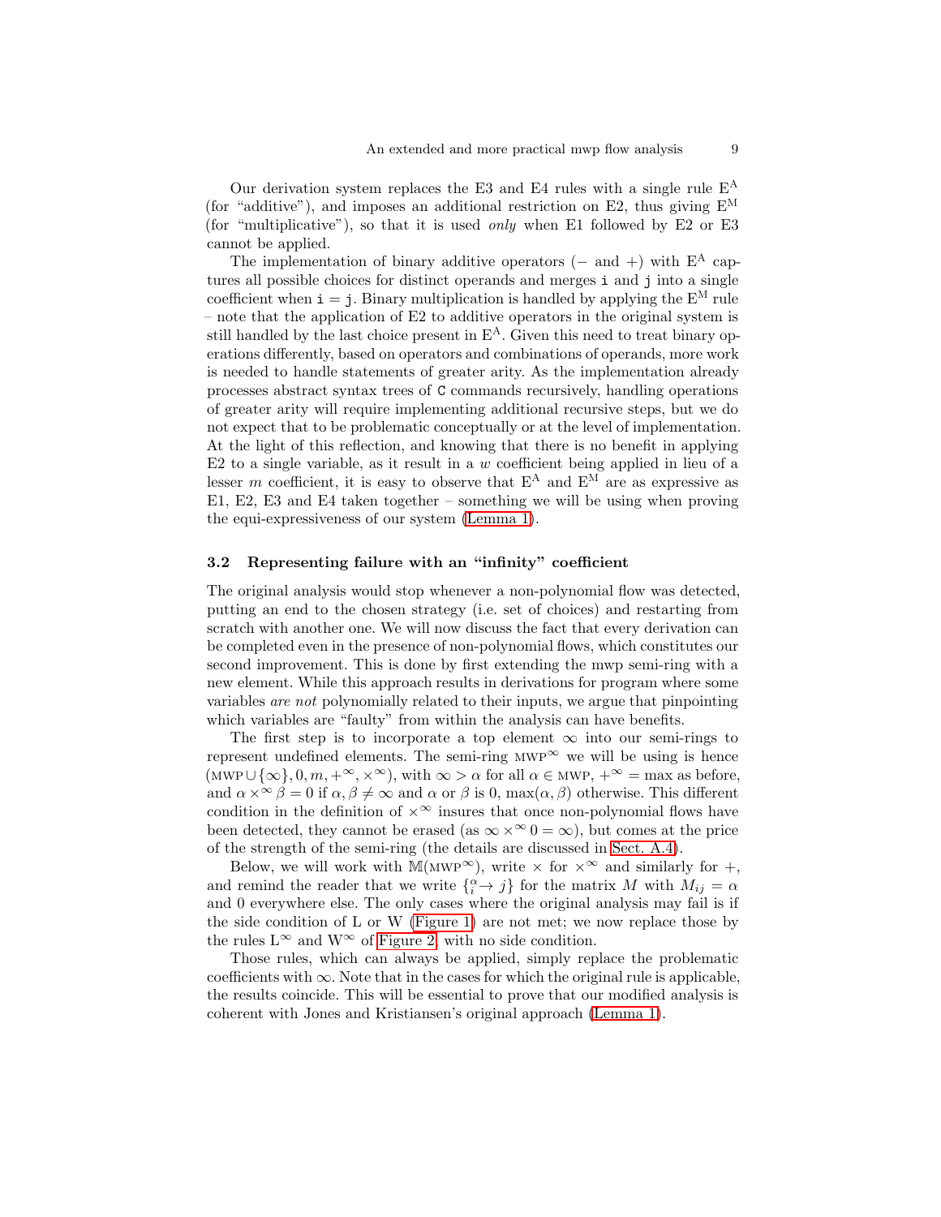Our derivation system replaces the E3 and E4 rules with a single rule $\mathrm{E}^{\mathrm{A}}$ (for "additive"), and imposes an additional restriction on E2, thus giving $\mathrm{E}^{\mathrm{M}}$ (for "multiplicative"), so that it is used *only* when E1 followed by E2 or E3 cannot be applied.

The implementation of binary additive operators ($-$ and $+$) with $\mathrm{E}^{\mathrm{A}}$ captures all possible choices for distinct operands and merges `i` and `j` into a single coefficient when `i` = `j`. Binary multiplication is handled by applying the $\mathrm{E}^{\mathrm{M}}$ rule – note that the application of E2 to additive operators in the original system is still handled by the last choice present in $\mathrm{E}^{\mathrm{A}}$. Given this need to treat binary operations differently, based on operators and combinations of operands, more work is needed to handle statements of greater arity. As the implementation already processes abstract syntax trees of `C` commands recursively, handling operations of greater arity will require implementing additional recursive steps, but we do not expect that to be problematic conceptually or at the level of implementation. At the light of this reflection, and knowing that there is no benefit in applying E2 to a single variable, as it result in a $w$ coefficient being applied in lieu of a lesser $m$ coefficient, it is easy to observe that $\mathrm{E}^{\mathrm{A}}$ and $\mathrm{E}^{\mathrm{M}}$ are as expressive as E1, E2, E3 and E4 taken together – something we will be using when proving the equi-expressiveness of our system (Lemma 1).

### 3.2 Representing failure with an "infinity" coefficient

The original analysis would stop whenever a non-polynomial flow was detected, putting an end to the chosen strategy (i.e. set of choices) and restarting from scratch with another one. We will now discuss the fact that every derivation can be completed even in the presence of non-polynomial flows, which constitutes our second improvement. This is done by first extending the mwp semi-ring with a new element. While this approach results in derivations for program where some variables *are not* polynomially related to their inputs, we argue that pinpointing which variables are "faulty" from within the analysis can have benefits.

The first step is to incorporate a top element $\infty$ into our semi-rings to represent undefined elements. The semi-ring $\textsc{mwp}^{\infty}$ we will be using is hence $(\textsc{mwp} \cup \{\infty\}, 0, m, +^{\infty}, \times^{\infty})$, with $\infty > \alpha$ for all $\alpha \in \textsc{mwp}$, $+^{\infty} = \max$ as before, and $\alpha \times^{\infty} \beta = 0$ if $\alpha, \beta \neq \infty$ and $\alpha$ or $\beta$ is 0, $\max(\alpha, \beta)$ otherwise. This different condition in the definition of $\times^{\infty}$ insures that once non-polynomial flows have been detected, they cannot be erased (as $\infty \times^{\infty} 0 = \infty$), but comes at the price of the strength of the semi-ring (the details are discussed in Sect. A.4).

Below, we will work with $\mathbb{M}(\textsc{mwp}^{\infty})$, write $\times$ for $\times^{\infty}$ and similarly for $+$, and remind the reader that we write $\{{}^{\alpha}_{i}\!\rightarrow j\}$ for the matrix $M$ with $M_{ij} = \alpha$ and 0 everywhere else. The only cases where the original analysis may fail is if the side condition of L or W (Figure 1) are not met; we now replace those by the rules $\mathrm{L}^{\infty}$ and $\mathrm{W}^{\infty}$ of Figure 2, with no side condition.

Those rules, which can always be applied, simply replace the problematic coefficients with $\infty$. Note that in the cases for which the original rule is applicable, the results coincide. This will be essential to prove that our modified analysis is coherent with Jones and Kristiansen's original approach (Lemma 1).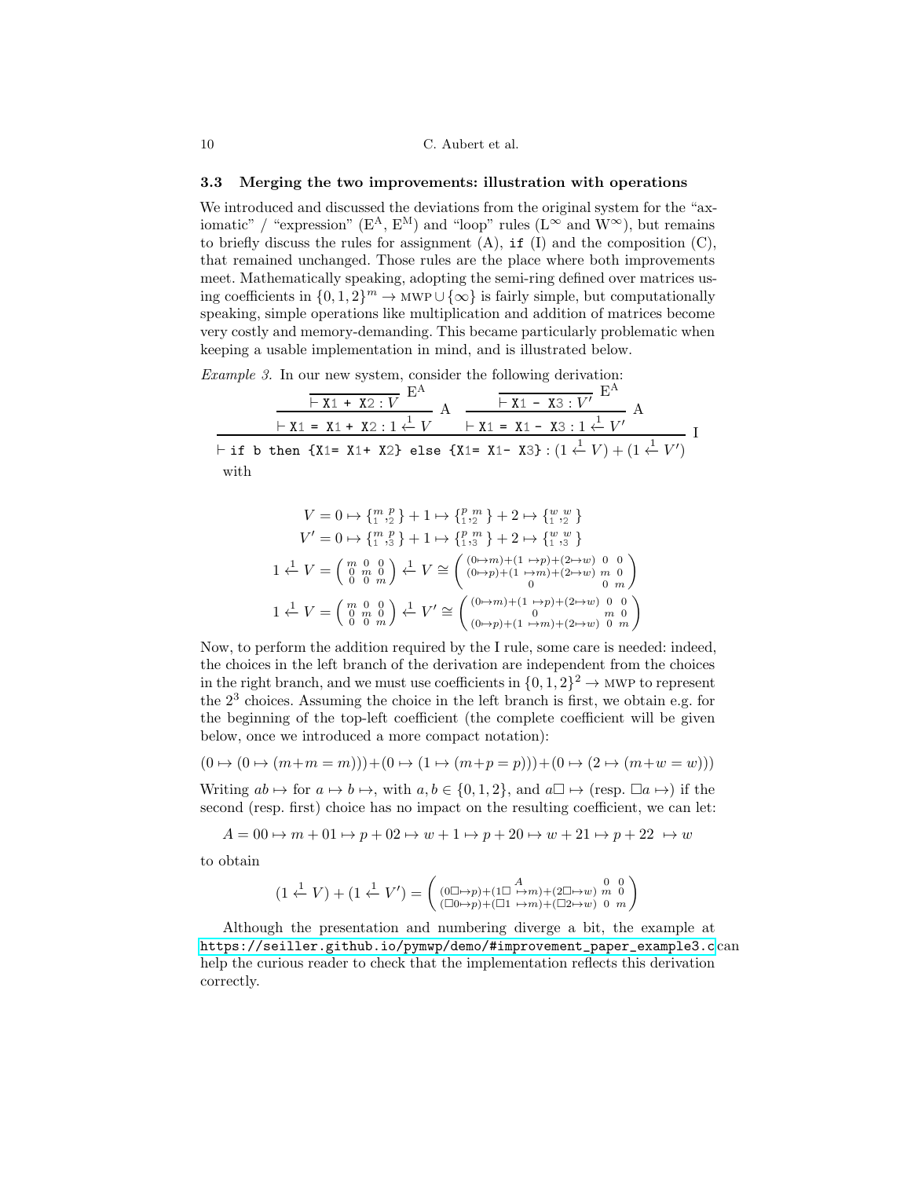### 3.3 Merging the two improvements: illustration with operations

We introduced and discussed the deviations from the original system for the "axiomatic" / "expression" ($\mathrm{E}^{\mathrm{A}}$, $\mathrm{E}^{\mathrm{M}}$) and "loop" rules ($\mathrm{L}^{\infty}$ and $\mathrm{W}^{\infty}$), but remains to briefly discuss the rules for assignment (A), `if` (I) and the composition (C), that remained unchanged. Those rules are the place where both improvements meet. Mathematically speaking, adopting the semi-ring defined over matrices using coefficients in $\{0,1,2\}^m \to \textsc{mwp} \cup \{\infty\}$ is fairly simple, but computationally speaking, simple operations like multiplication and addition of matrices become very costly and memory-demanding. This became particularly problematic when keeping a usable implementation in mind, and is illustrated below.

*Example 3.* In our new system, consider the following derivation:

$$\dfrac{\dfrac{\dfrac{}{\vdash \texttt{X1 + X2} : V}\ \mathrm{E}^{\mathrm{A}}}{\vdash \texttt{X1 = X1 + X2} : 1 \overset{1}{\leftarrow} V}\ \mathrm{A} \qquad \dfrac{\dfrac{}{\vdash \texttt{X1 - X3} : V'}\ \mathrm{E}^{\mathrm{A}}}{\vdash \texttt{X1 = X1 - X3} : 1 \overset{1}{\leftarrow} V'}\ \mathrm{A}}{\vdash \texttt{if b then \{X1= X1+ X2\} else \{X1= X1- X3\}} : (1 \overset{1}{\leftarrow} V) + (1 \overset{1}{\leftarrow} V')}\ \mathrm{I}$$

with

$$V = 0 \mapsto \{{}^{m}_{1}\,{}^{p}_{,2}\} + 1 \mapsto \{{}^{p}_{1}\,{}^{m}_{,2}\} + 2 \mapsto \{{}^{w}_{1}\,{}^{w}_{,2}\}$$

$$V' = 0 \mapsto \{{}^{m}_{1}\,{}^{p}_{,3}\} + 1 \mapsto \{{}^{p}_{1}\,{}^{m}_{,3}\} + 2 \mapsto \{{}^{w}_{1}\,{}^{w}_{,3}\}$$

$$1 \overset{1}{\leftarrow} V = \begin{pmatrix} m & 0 & 0 \\ 0 & m & 0 \\ 0 & 0 & m \end{pmatrix} \overset{1}{\leftarrow} V \cong \begin{pmatrix} (0\mapsto m)+(1 \mapsto p)+(2\mapsto w) & 0 & 0 \\ (0\mapsto p)+(1 \mapsto m)+(2\mapsto w) & m & 0 \\ 0 & 0 & m \end{pmatrix}$$

$$1 \overset{1}{\leftarrow} V = \begin{pmatrix} m & 0 & 0 \\ 0 & m & 0 \\ 0 & 0 & m \end{pmatrix} \overset{1}{\leftarrow} V' \cong \begin{pmatrix} (0\mapsto m)+(1 \mapsto p)+(2\mapsto w) & 0 & 0 \\ 0 & m & 0 \\ (0\mapsto p)+(1 \mapsto m)+(2\mapsto w) & 0 & m \end{pmatrix}$$

Now, to perform the addition required by the I rule, some care is needed: indeed, the choices in the left branch of the derivation are independent from the choices in the right branch, and we must use coefficients in $\{0,1,2\}^2 \to \textsc{mwp}$ to represent the $2^3$ choices. Assuming the choice in the left branch is first, we obtain e.g. for the beginning of the top-left coefficient (the complete coefficient will be given below, once we introduced a more compact notation):

$$(0 \mapsto (0 \mapsto (m+m = m))) + (0 \mapsto (1 \mapsto (m+p = p))) + (0 \mapsto (2 \mapsto (m+w = w)))$$

Writing $ab \mapsto$ for $a \mapsto b \mapsto$, with $a, b \in \{0,1,2\}$, and $a\square \mapsto$ (resp. $\square a \mapsto$) if the second (resp. first) choice has no impact on the resulting coefficient, we can let:

$$A = 00 \mapsto m + 01 \mapsto p + 02 \mapsto w + 1 \mapsto p + 20 \mapsto w + 21 \mapsto p + 22 \ \mapsto w$$

to obtain

$$(1 \overset{1}{\leftarrow} V) + (1 \overset{1}{\leftarrow} V') = \begin{pmatrix} A & 0 & 0 \\ (0\square\mapsto p)+(1\square \mapsto m)+(2\square\mapsto w) & m & 0 \\ (\square 0\mapsto p)+(\square 1 \mapsto m)+(\square 2\mapsto w) & 0 & m \end{pmatrix}$$

Although the presentation and numbering diverge a bit, the example at https://seiller.github.io/pymwp/demo/#improvement_paper_example3.c can help the curious reader to check that the implementation reflects this derivation correctly.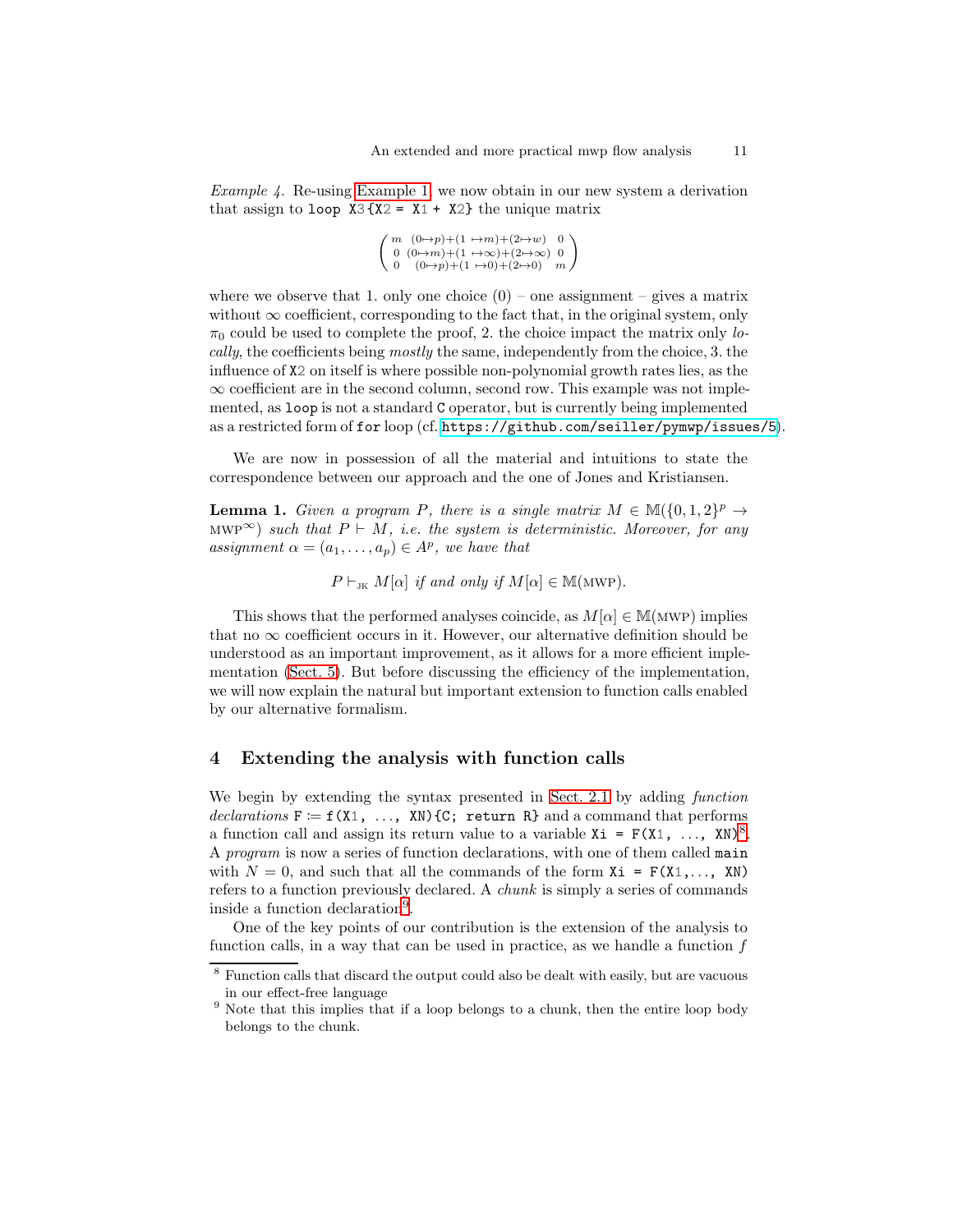*Example 4.* Re-using Example 1, we now obtain in our new system a derivation that assign to `loop X3{X2 = X1 + X2}` the unique matrix

$$\begin{pmatrix} m & (0\mapsto p)+(1\mapsto m)+(2\mapsto w) & 0 \\ 0 & (0\mapsto m)+(1\mapsto\infty)+(2\mapsto\infty) & 0 \\ 0 & (0\mapsto p)+(1\mapsto 0)+(2\mapsto 0) & m \end{pmatrix}$$

where we observe that 1. only one choice (0) – one assignment – gives a matrix without $\infty$ coefficient, corresponding to the fact that, in the original system, only $\pi_0$ could be used to complete the proof, 2. the choice impact the matrix only *locally*, the coefficients being *mostly* the same, independently from the choice, 3. the influence of `X2` on itself is where possible non-polynomial growth rates lies, as the $\infty$ coefficient are in the second column, second row. This example was not implemented, as `loop` is not a standard `C` operator, but is currently being implemented as a restricted form of `for` loop (cf. https://github.com/seiller/pymwp/issues/5).

We are now in possession of all the material and intuitions to state the correspondence between our approach and the one of Jones and Kristiansen.

**Lemma 1.** *Given a program $P$, there is a single matrix $M \in \mathbb{M}(\{0,1,2\}^p \to \text{MWP}^\infty)$ such that $P \vdash M$, i.e. the system is deterministic. Moreover, for any assignment $\alpha = (a_1, \dots, a_p) \in A^p$, we have that*

$$P \vdash_{\text{JK}} M[\alpha] \text{ if and only if } M[\alpha] \in \mathbb{M}(\text{MWP}).$$

This shows that the performed analyses coincide, as $M[\alpha] \in \mathbb{M}(\text{MWP})$ implies that no $\infty$ coefficient occurs in it. However, our alternative definition should be understood as an important improvement, as it allows for a more efficient implementation (Sect. 5). But before discussing the efficiency of the implementation, we will now explain the natural but important extension to function calls enabled by our alternative formalism.

## 4 Extending the analysis with function calls

We begin by extending the syntax presented in Sect. 2.1 by adding *function declarations* `F := f(X1, ..., XN){C; return R}` and a command that performs a function call and assign its return value to a variable `Xi = F(X1, ..., XN)`[8]. A *program* is now a series of function declarations, with one of them called `main` with $N = 0$, and such that all the commands of the form `Xi = F(X1,..., XN)` refers to a function previously declared. A *chunk* is simply a series of commands inside a function declaration[9].

One of the key points of our contribution is the extension of the analysis to function calls, in a way that can be used in practice, as we handle a function $f$

---

[8] Function calls that discard the output could also be dealt with easily, but are vacuous in our effect-free language

[9] Note that this implies that if a loop belongs to a chunk, then the entire loop body belongs to the chunk.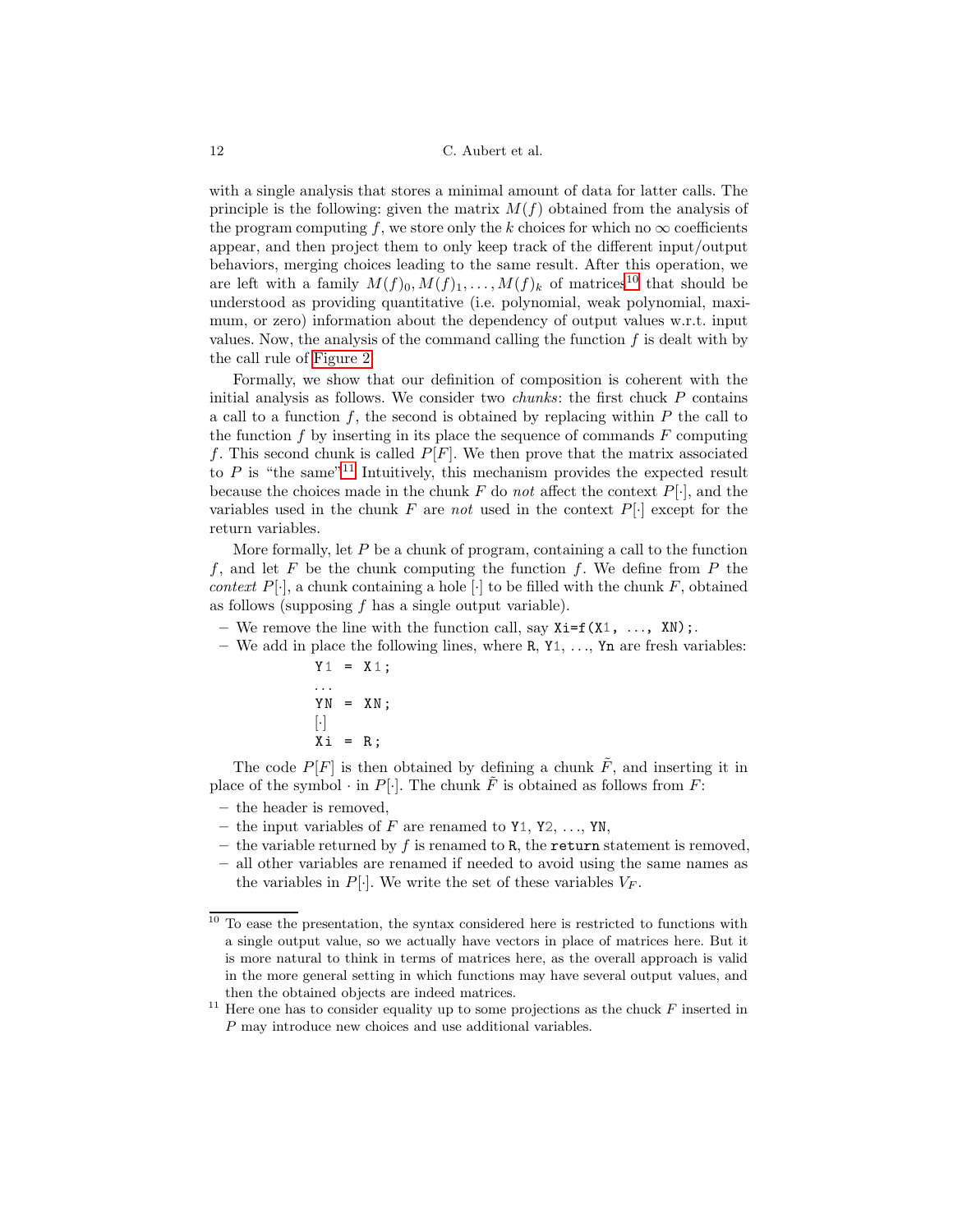with a single analysis that stores a minimal amount of data for latter calls. The principle is the following: given the matrix $M(f)$ obtained from the analysis of the program computing $f$, we store only the $k$ choices for which no $\infty$ coefficients appear, and then project them to only keep track of the different input/output behaviors, merging choices leading to the same result. After this operation, we are left with a family $M(f)_0, M(f)_1, \ldots, M(f)_k$ of matrices[10] that should be understood as providing quantitative (i.e. polynomial, weak polynomial, maximum, or zero) information about the dependency of output values w.r.t. input values. Now, the analysis of the command calling the function $f$ is dealt with by the call rule of Figure 2.

Formally, we show that our definition of composition is coherent with the initial analysis as follows. We consider two *chunks*: the first chuck $P$ contains a call to a function $f$, the second is obtained by replacing within $P$ the call to the function $f$ by inserting in its place the sequence of commands $F$ computing $f$. This second chunk is called $P[F]$. We then prove that the matrix associated to $P$ is "the same"[11] Intuitively, this mechanism provides the expected result because the choices made in the chunk $F$ do *not* affect the context $P[\cdot]$, and the variables used in the chunk $F$ are *not* used in the context $P[\cdot]$ except for the return variables.

More formally, let $P$ be a chunk of program, containing a call to the function $f$, and let $F$ be the chunk computing the function $f$. We define from $P$ the *context* $P[\cdot]$, a chunk containing a hole $[\cdot]$ to be filled with the chunk $F$, obtained as follows (supposing $f$ has a single output variable).

- We remove the line with the function call, say `Xi=f(X1, ..., XN);`.
- We add in place the following lines, where `R`, `Y1`, ..., `Yn` are fresh variables:

```
Y1 = X1;
...
YN = XN;
[·]
Xi = R;
```

The code $P[F]$ is then obtained by defining a chunk $\tilde{F}$, and inserting it in place of the symbol $\cdot$ in $P[\cdot]$. The chunk $\tilde{F}$ is obtained as follows from $F$:

- the header is removed,
- the input variables of $F$ are renamed to `Y1`, `Y2`, ..., `YN`,
- the variable returned by $f$ is renamed to `R`, the `return` statement is removed,
- all other variables are renamed if needed to avoid using the same names as the variables in $P[\cdot]$. We write the set of these variables $V_F$.

[10] To ease the presentation, the syntax considered here is restricted to functions with a single output value, so we actually have vectors in place of matrices here. But it is more natural to think in terms of matrices here, as the overall approach is valid in the more general setting in which functions may have several output values, and then the obtained objects are indeed matrices.

[11] Here one has to consider equality up to some projections as the chuck $F$ inserted in $P$ may introduce new choices and use additional variables.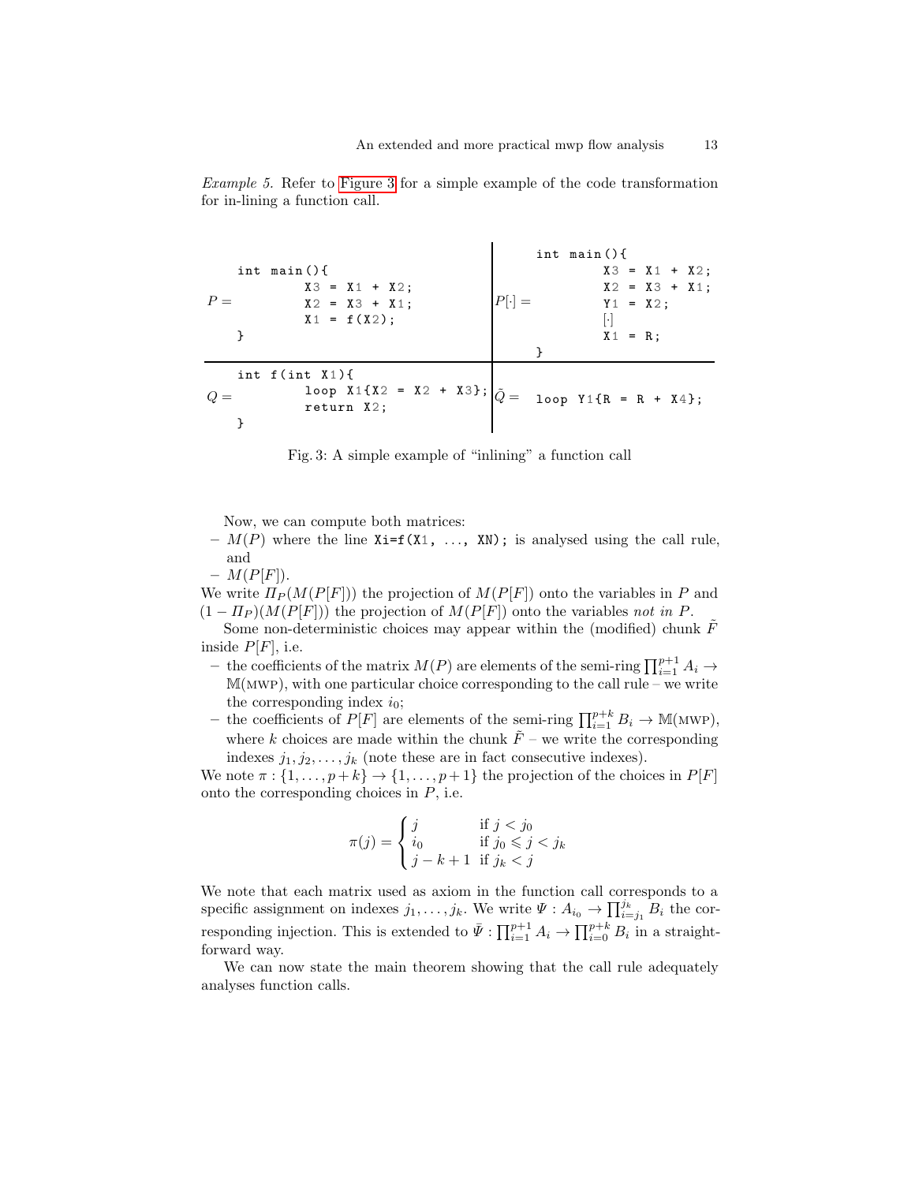*Example 5.* Refer to Figure 3 for a simple example of the code transformation for in-lining a function call.

$P =$
```
int main(){
        X3 = X1 + X2;
        X2 = X3 + X1;
        X1 = f(X2);
}
```

$P[\cdot] =$
```
int main(){
        X3 = X1 + X2;
        X2 = X3 + X1;
        Y1 = X2;
        [·]
        X1 = R;
}
```

$Q =$
```
int f(int X1){
        loop X1{X2 = X2 + X3};
        return X2;
}
```

$\tilde{Q} =$
```
loop Y1{R = R + X4};
```

Fig. 3: A simple example of "inlining" a function call

Now, we can compute both matrices:

- $M(P)$ where the line `Xi=f(X1, ..., XN);` is analysed using the call rule, and
- $M(P[F])$.

We write $\Pi_P(M(P[F]))$ the projection of $M(P[F])$ onto the variables in $P$ and $(1 - \Pi_P)(M(P[F]))$ the projection of $M(P[F])$ onto the variables *not in* $P$.

Some non-deterministic choices may appear within the (modified) chunk $\tilde{F}$ inside $P[F]$, i.e.

- the coefficients of the matrix $M(P)$ are elements of the semi-ring $\prod_{i=1}^{p+1} A_i \to \mathbb{M}(\text{MWP})$, with one particular choice corresponding to the call rule – we write the corresponding index $i_0$;
- the coefficients of $P[F]$ are elements of the semi-ring $\prod_{i=1}^{p+k} B_i \to \mathbb{M}(\text{MWP})$, where $k$ choices are made within the chunk $\tilde{F}$ – we write the corresponding indexes $j_1, j_2, \ldots, j_k$ (note these are in fact consecutive indexes).

We note $\pi : \{1, \ldots, p+k\} \to \{1, \ldots, p+1\}$ the projection of the choices in $P[F]$ onto the corresponding choices in $P$, i.e.

$$\pi(j) = \begin{cases} j & \text{if } j < j_0 \\ i_0 & \text{if } j_0 \leqslant j < j_k \\ j - k + 1 & \text{if } j_k < j \end{cases}$$

We note that each matrix used as axiom in the function call corresponds to a specific assignment on indexes $j_1, \ldots, j_k$. We write $\Psi : A_{i_0} \to \prod_{i=j_1}^{j_k} B_i$ the corresponding injection. This is extended to $\bar{\Psi} : \prod_{i=1}^{p+1} A_i \to \prod_{i=0}^{p+k} B_i$ in a straightforward way.

We can now state the main theorem showing that the call rule adequately analyses function calls.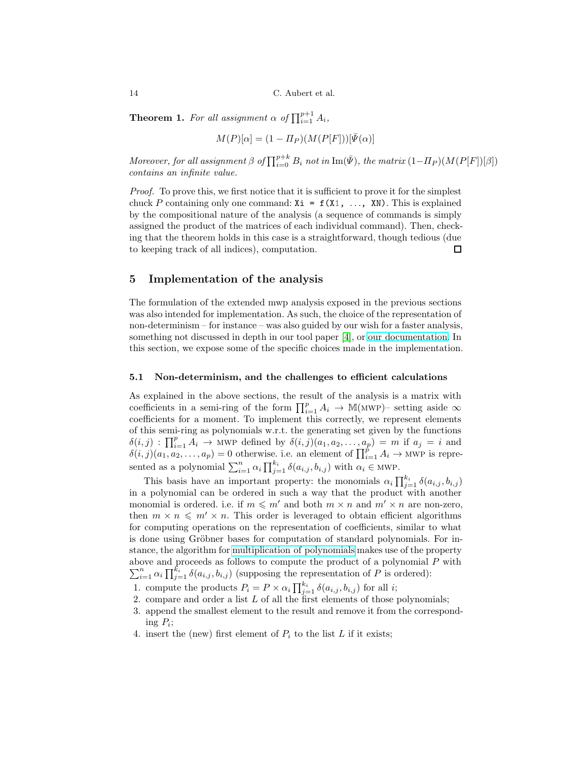**Theorem 1.** *For all assignment $\alpha$ of $\prod_{i=1}^{p+1} A_i$,*

$$M(P)[\alpha] = (1 - \Pi_P)(M(P[F]))[\bar{\Psi}(\alpha)]$$

*Moreover, for all assignment $\beta$ of $\prod_{i=0}^{p+k} B_i$ not in $\mathrm{Im}(\bar{\Psi})$, the matrix $(1-\Pi_P)(M(P[F])[\beta])$ contains an infinite value.*

*Proof.* To prove this, we first notice that it is sufficient to prove it for the simplest chuck $P$ containing only one command: `Xi = f(X1, ..., XN)`. This is explained by the compositional nature of the analysis (a sequence of commands is simply assigned the product of the matrices of each individual command). Then, checking that the theorem holds in this case is a straightforward, though tedious (due to keeping track of all indices), computation. □

## 5 Implementation of the analysis

The formulation of the extended mwp analysis exposed in the previous sections was also intended for implementation. As such, the choice of the representation of non-determinism – for instance – was also guided by our wish for a faster analysis, something not discussed in depth in our tool paper [4], or our documentation. In this section, we expose some of the specific choices made in the implementation.

### 5.1 Non-determinism, and the challenges to efficient calculations

As explained in the above sections, the result of the analysis is a matrix with coefficients in a semi-ring of the form $\prod_{i=1}^{p} A_i \to \mathbb{M}(\text{MWP})$– setting aside $\infty$ coefficients for a moment. To implement this correctly, we represent elements of this semi-ring as polynomials w.r.t. the generating set given by the functions $\delta(i,j) : \prod_{i=1}^{p} A_i \to \text{MWP}$ defined by $\delta(i,j)(a_1, a_2, \ldots, a_p) = m$ if $a_j = i$ and $\delta(i,j)(a_1, a_2, \ldots, a_p) = 0$ otherwise. i.e. an element of $\prod_{i=1}^{p} A_i \to \text{MWP}$ is represented as a polynomial $\sum_{i=1}^{n} \alpha_i \prod_{j=1}^{k_i} \delta(a_{i,j}, b_{i,j})$ with $\alpha_i \in \text{MWP}$.

This basis have an important property: the monomials $\alpha_i \prod_{j=1}^{k_i} \delta(a_{i,j}, b_{i,j})$ in a polynomial can be ordered in such a way that the product with another monomial is ordered. i.e. if $m \leqslant m'$ and both $m \times n$ and $m' \times n$ are non-zero, then $m \times n \leqslant m' \times n$. This order is leveraged to obtain efficient algorithms for computing operations on the representation of coefficients, similar to what is done using Gröbner bases for computation of standard polynomials. For instance, the algorithm for multiplication of polynomials makes use of the property above and proceeds as follows to compute the product of a polynomial $P$ with $\sum_{i=1}^{n} \alpha_i \prod_{j=1}^{k_i} \delta(a_{i,j}, b_{i,j})$ (supposing the representation of $P$ is ordered):

1. compute the products $P_i = P \times \alpha_i \prod_{j=1}^{k_i} \delta(a_{i,j}, b_{i,j})$ for all $i$;
2. compare and order a list $L$ of all the first elements of those polynomials;
3. append the smallest element to the result and remove it from the corresponding $P_i$;
4. insert the (new) first element of $P_i$ to the list $L$ if it exists;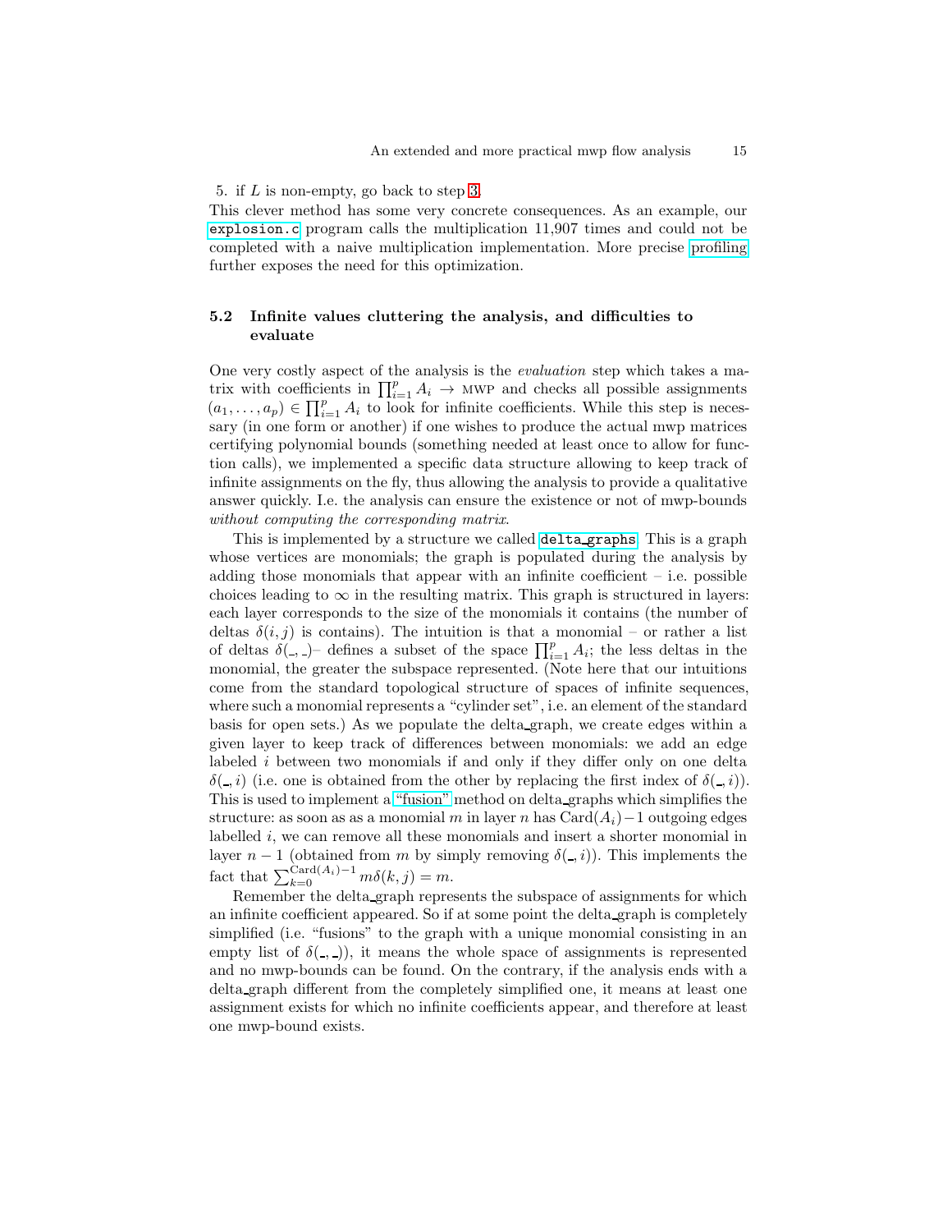5. if $L$ is non-empty, go back to step 3.

This clever method has some very concrete consequences. As an example, our `explosion.c` program calls the multiplication 11,907 times and could not be completed with a naive multiplication implementation. More precise profiling further exposes the need for this optimization.

### 5.2 Infinite values cluttering the analysis, and difficulties to evaluate

One very costly aspect of the analysis is the *evaluation* step which takes a matrix with coefficients in $\prod_{i=1}^{p} A_i \to \text{MWP}$ and checks all possible assignments $(a_1, \dots, a_p) \in \prod_{i=1}^{p} A_i$ to look for infinite coefficients. While this step is necessary (in one form or another) if one wishes to produce the actual mwp matrices certifying polynomial bounds (something needed at least once to allow for function calls), we implemented a specific data structure allowing to keep track of infinite assignments on the fly, thus allowing the analysis to provide a qualitative answer quickly. I.e. the analysis can ensure the existence or not of mwp-bounds *without computing the corresponding matrix*.

This is implemented by a structure we called `delta_graphs`. This is a graph whose vertices are monomials; the graph is populated during the analysis by adding those monomials that appear with an infinite coefficient – i.e. possible choices leading to $\infty$ in the resulting matrix. This graph is structured in layers: each layer corresponds to the size of the monomials it contains (the number of deltas $\delta(i, j)$ is contains). The intuition is that a monomial – or rather a list of deltas $\delta(\_, \_)$– defines a subset of the space $\prod_{i=1}^{p} A_i$; the less deltas in the monomial, the greater the subspace represented. (Note here that our intuitions come from the standard topological structure of spaces of infinite sequences, where such a monomial represents a "cylinder set", i.e. an element of the standard basis for open sets.) As we populate the delta_graph, we create edges within a given layer to keep track of differences between monomials: we add an edge labeled $i$ between two monomials if and only if they differ only on one delta $\delta(\_, i)$ (i.e. one is obtained from the other by replacing the first index of $\delta(\_, i)$). This is used to implement a "fusion" method on delta_graphs which simplifies the structure: as soon as as a monomial $m$ in layer $n$ has $\text{Card}(A_i) - 1$ outgoing edges labelled $i$, we can remove all these monomials and insert a shorter monomial in layer $n - 1$ (obtained from $m$ by simply removing $\delta(\_, i)$). This implements the fact that $\sum_{k=0}^{\text{Card}(A_i)-1} m\delta(k, j) = m$.

Remember the delta_graph represents the subspace of assignments for which an infinite coefficient appeared. So if at some point the delta_graph is completely simplified (i.e. "fusions" to the graph with a unique monomial consisting in an empty list of $\delta(\_, \_)$), it means the whole space of assignments is represented and no mwp-bounds can be found. On the contrary, if the analysis ends with a delta_graph different from the completely simplified one, it means at least one assignment exists for which no infinite coefficients appear, and therefore at least one mwp-bound exists.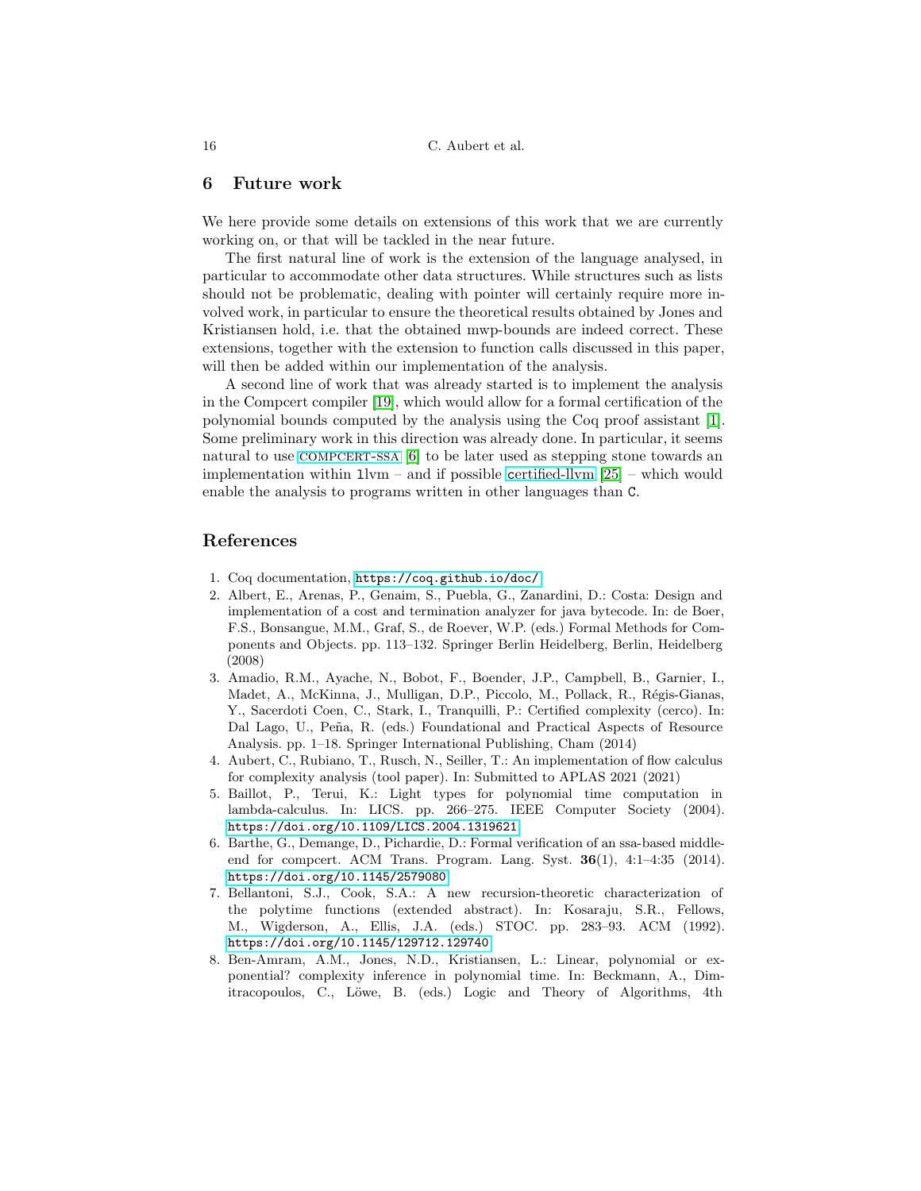## 6 Future work

We here provide some details on extensions of this work that we are currently working on, or that will be tackled in the near future.

The first natural line of work is the extension of the language analysed, in particular to accommodate other data structures. While structures such as lists should not be problematic, dealing with pointer will certainly require more involved work, in particular to ensure the theoretical results obtained by Jones and Kristiansen hold, i.e. that the obtained mwp-bounds are indeed correct. These extensions, together with the extension to function calls discussed in this paper, will then be added within our implementation of the analysis.

A second line of work that was already started is to implement the analysis in the Compcert compiler [19], which would allow for a formal certification of the polynomial bounds computed by the analysis using the Coq proof assistant [1]. Some preliminary work in this direction was already done. In particular, it seems natural to use COMPCERT-SSA [6] to be later used as stepping stone towards an implementation within `llvm` – and if possible certified-llvm [25] – which would enable the analysis to programs written in other languages than `C`.

## References

1. Coq documentation, https://coq.github.io/doc/
2. Albert, E., Arenas, P., Genaim, S., Puebla, G., Zanardini, D.: Costa: Design and implementation of a cost and termination analyzer for java bytecode. In: de Boer, F.S., Bonsangue, M.M., Graf, S., de Roever, W.P. (eds.) Formal Methods for Components and Objects. pp. 113–132. Springer Berlin Heidelberg, Berlin, Heidelberg (2008)
3. Amadio, R.M., Ayache, N., Bobot, F., Boender, J.P., Campbell, B., Garnier, I., Madet, A., McKinna, J., Mulligan, D.P., Piccolo, M., Pollack, R., Régis-Gianas, Y., Sacerdoti Coen, C., Stark, I., Tranquilli, P.: Certified complexity (cerco). In: Dal Lago, U., Peña, R. (eds.) Foundational and Practical Aspects of Resource Analysis. pp. 1–18. Springer International Publishing, Cham (2014)
4. Aubert, C., Rubiano, T., Rusch, N., Seiller, T.: An implementation of flow calculus for complexity analysis (tool paper). In: Submitted to APLAS 2021 (2021)
5. Baillot, P., Terui, K.: Light types for polynomial time computation in lambda-calculus. In: LICS. pp. 266–275. IEEE Computer Society (2004). https://doi.org/10.1109/LICS.2004.1319621
6. Barthe, G., Demange, D., Pichardie, D.: Formal verification of an ssa-based middle-end for compcert. ACM Trans. Program. Lang. Syst. **36**(1), 4:1–4:35 (2014). https://doi.org/10.1145/2579080
7. Bellantoni, S.J., Cook, S.A.: A new recursion-theoretic characterization of the polytime functions (extended abstract). In: Kosaraju, S.R., Fellows, M., Wigderson, A., Ellis, J.A. (eds.) STOC. pp. 283–93. ACM (1992). https://doi.org/10.1145/129712.129740
8. Ben-Amram, A.M., Jones, N.D., Kristiansen, L.: Linear, polynomial or exponential? complexity inference in polynomial time. In: Beckmann, A., Dimitracopoulos, C., Löwe, B. (eds.) Logic and Theory of Algorithms, 4th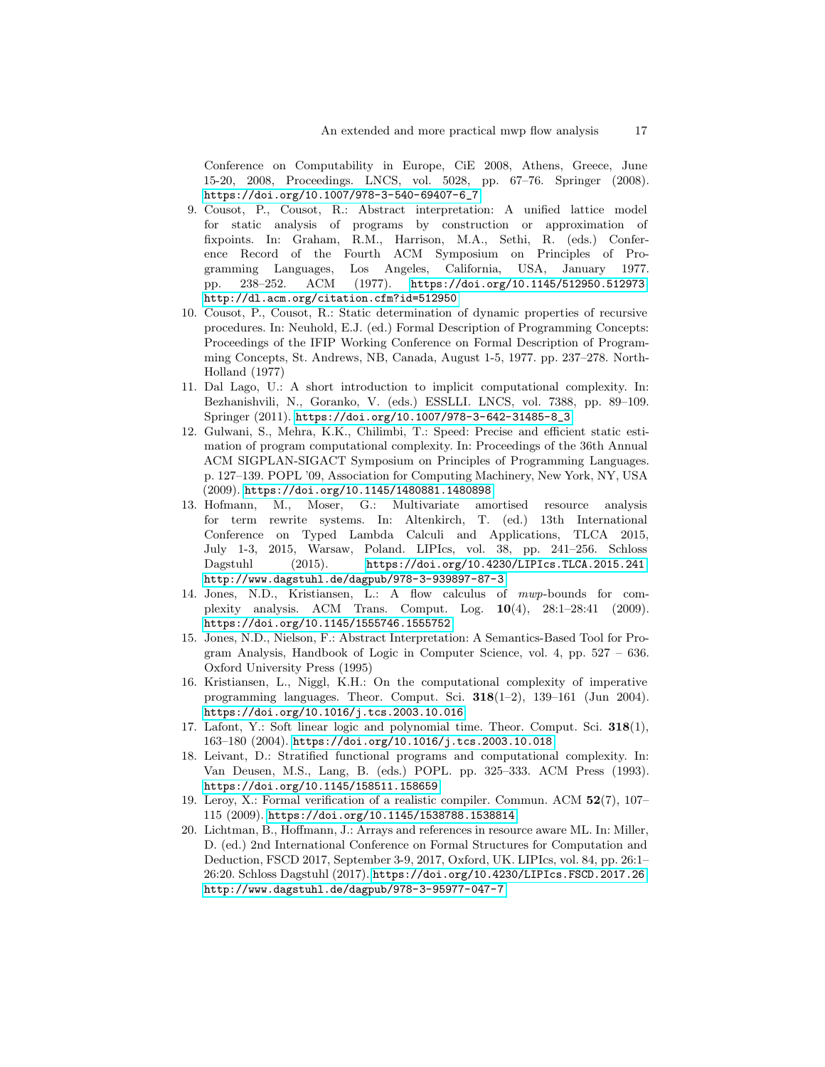Conference on Computability in Europe, CiE 2008, Athens, Greece, June 15-20, 2008, Proceedings. LNCS, vol. 5028, pp. 67–76. Springer (2008). https://doi.org/10.1007/978-3-540-69407-6_7

9. Cousot, P., Cousot, R.: Abstract interpretation: A unified lattice model for static analysis of programs by construction or approximation of fixpoints. In: Graham, R.M., Harrison, M.A., Sethi, R. (eds.) Conference Record of the Fourth ACM Symposium on Principles of Programming Languages, Los Angeles, California, USA, January 1977. pp. 238–252. ACM (1977). https://doi.org/10.1145/512950.512973, http://dl.acm.org/citation.cfm?id=512950
10. Cousot, P., Cousot, R.: Static determination of dynamic properties of recursive procedures. In: Neuhold, E.J. (ed.) Formal Description of Programming Concepts: Proceedings of the IFIP Working Conference on Formal Description of Programming Concepts, St. Andrews, NB, Canada, August 1-5, 1977. pp. 237–278. North-Holland (1977)
11. Dal Lago, U.: A short introduction to implicit computational complexity. In: Bezhanishvili, N., Goranko, V. (eds.) ESSLLI. LNCS, vol. 7388, pp. 89–109. Springer (2011). https://doi.org/10.1007/978-3-642-31485-8_3
12. Gulwani, S., Mehra, K.K., Chilimbi, T.: Speed: Precise and efficient static estimation of program computational complexity. In: Proceedings of the 36th Annual ACM SIGPLAN-SIGACT Symposium on Principles of Programming Languages. p. 127–139. POPL '09, Association for Computing Machinery, New York, NY, USA (2009). https://doi.org/10.1145/1480881.1480898
13. Hofmann, M., Moser, G.: Multivariate amortised resource analysis for term rewrite systems. In: Altenkirch, T. (ed.) 13th International Conference on Typed Lambda Calculi and Applications, TLCA 2015, July 1-3, 2015, Warsaw, Poland. LIPIcs, vol. 38, pp. 241–256. Schloss Dagstuhl (2015). https://doi.org/10.4230/LIPIcs.TLCA.2015.241, http://www.dagstuhl.de/dagpub/978-3-939897-87-3
14. Jones, N.D., Kristiansen, L.: A flow calculus of *mwp*-bounds for complexity analysis. ACM Trans. Comput. Log. **10**(4), 28:1–28:41 (2009). https://doi.org/10.1145/1555746.1555752
15. Jones, N.D., Nielson, F.: Abstract Interpretation: A Semantics-Based Tool for Program Analysis, Handbook of Logic in Computer Science, vol. 4, pp. 527 – 636. Oxford University Press (1995)
16. Kristiansen, L., Niggl, K.H.: On the computational complexity of imperative programming languages. Theor. Comput. Sci. **318**(1–2), 139–161 (Jun 2004). https://doi.org/10.1016/j.tcs.2003.10.016
17. Lafont, Y.: Soft linear logic and polynomial time. Theor. Comput. Sci. **318**(1), 163–180 (2004). https://doi.org/10.1016/j.tcs.2003.10.018
18. Leivant, D.: Stratified functional programs and computational complexity. In: Van Deusen, M.S., Lang, B. (eds.) POPL. pp. 325–333. ACM Press (1993). https://doi.org/10.1145/158511.158659
19. Leroy, X.: Formal verification of a realistic compiler. Commun. ACM **52**(7), 107–115 (2009). https://doi.org/10.1145/1538788.1538814
20. Lichtman, B., Hoffmann, J.: Arrays and references in resource aware ML. In: Miller, D. (ed.) 2nd International Conference on Formal Structures for Computation and Deduction, FSCD 2017, September 3-9, 2017, Oxford, UK. LIPIcs, vol. 84, pp. 26:1–26:20. Schloss Dagstuhl (2017). https://doi.org/10.4230/LIPIcs.FSCD.2017.26, http://www.dagstuhl.de/dagpub/978-3-95977-047-7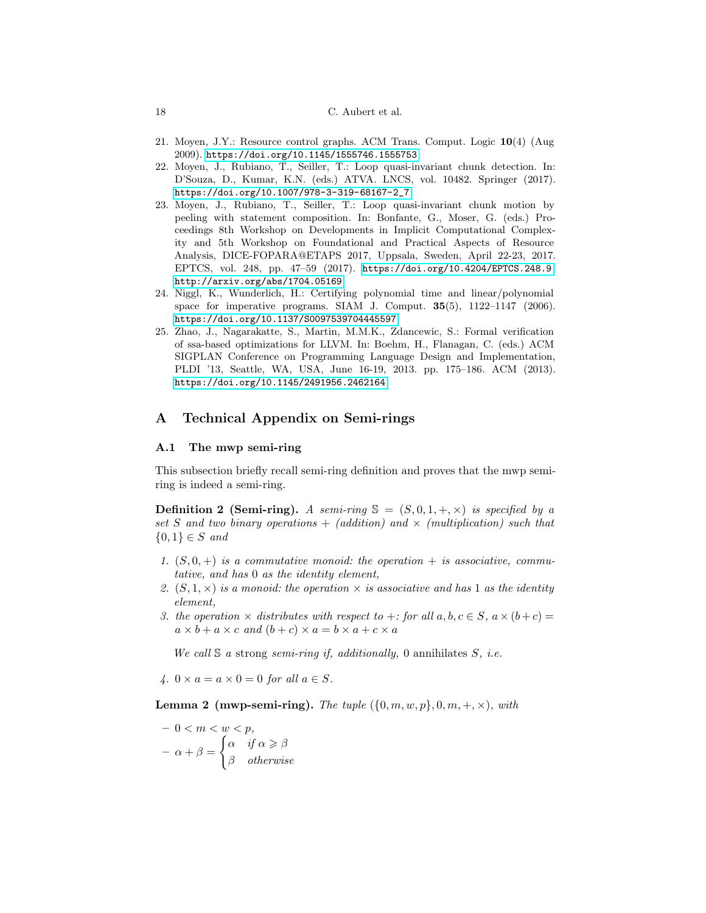21. Moyen, J.Y.: Resource control graphs. ACM Trans. Comput. Logic **10**(4) (Aug 2009). https://doi.org/10.1145/1555746.1555753
22. Moyen, J., Rubiano, T., Seiller, T.: Loop quasi-invariant chunk detection. In: D'Souza, D., Kumar, K.N. (eds.) ATVA. LNCS, vol. 10482. Springer (2017). https://doi.org/10.1007/978-3-319-68167-2_7
23. Moyen, J., Rubiano, T., Seiller, T.: Loop quasi-invariant chunk motion by peeling with statement composition. In: Bonfante, G., Moser, G. (eds.) Proceedings 8th Workshop on Developments in Implicit Computational Complexity and 5th Workshop on Foundational and Practical Aspects of Resource Analysis, DICE-FOPARA@ETAPS 2017, Uppsala, Sweden, April 22-23, 2017. EPTCS, vol. 248, pp. 47–59 (2017). https://doi.org/10.4204/EPTCS.248.9 http://arxiv.org/abs/1704.05169
24. Niggl, K., Wunderlich, H.: Certifying polynomial time and linear/polynomial space for imperative programs. SIAM J. Comput. **35**(5), 1122–1147 (2006). https://doi.org/10.1137/S0097539704445597
25. Zhao, J., Nagarakatte, S., Martin, M.M.K., Zdancewic, S.: Formal verification of ssa-based optimizations for LLVM. In: Boehm, H., Flanagan, C. (eds.) ACM SIGPLAN Conference on Programming Language Design and Implementation, PLDI '13, Seattle, WA, USA, June 16-19, 2013. pp. 175–186. ACM (2013). https://doi.org/10.1145/2491956.2462164

# A Technical Appendix on Semi-rings

## A.1 The mwp semi-ring

This subsection briefly recall semi-ring definition and proves that the mwp semi-ring is indeed a semi-ring.

**Definition 2 (Semi-ring).** *A semi-ring $\mathbb{S} = (S, 0, 1, +, \times)$ is specified by a set $S$ and two binary operations $+$ (addition) and $\times$ (multiplication) such that $\{0, 1\} \in S$ and*

1. *$(S, 0, +)$ is a commutative monoid: the operation $+$ is associative, commutative, and has $0$ as the identity element,*
2. *$(S, 1, \times)$ is a monoid: the operation $\times$ is associative and has $1$ as the identity element,*
3. *the operation $\times$ distributes with respect to $+$: for all $a, b, c \in S$, $a \times (b + c) = a \times b + a \times c$ and $(b + c) \times a = b \times a + c \times a$*

   *We call $\mathbb{S}$ a* strong *semi-ring if, additionally,* $0$ annihilates $S$*, i.e.*

4. *$0 \times a = a \times 0 = 0$ for all $a \in S$.*

**Lemma 2 (mwp-semi-ring).** *The tuple $(\{0, m, w, p\}, 0, m, +, \times)$, with*

- *$0 < m < w < p$,*
- *$\alpha + \beta = \begin{cases} \alpha & \text{if } \alpha \geqslant \beta \\ \beta & \text{otherwise} \end{cases}$*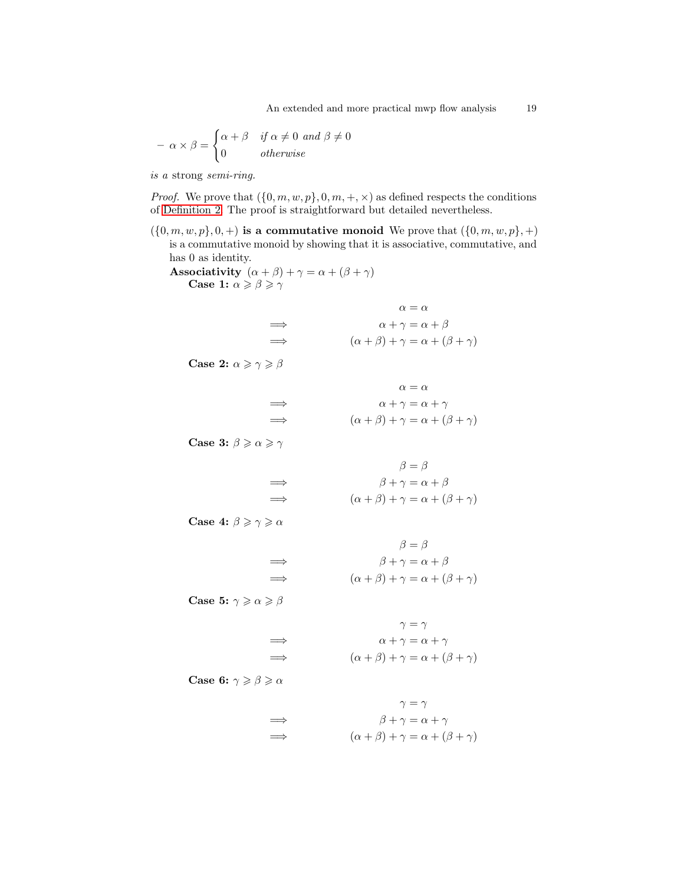– $\alpha \times \beta = \begin{cases} \alpha + \beta & \textit{if } \alpha \neq 0 \textit{ and } \beta \neq 0 \\ 0 & \textit{otherwise} \end{cases}$

*is a* strong *semi-ring.*

*Proof.* We prove that $(\{0, m, w, p\}, 0, m, +, \times)$ as defined respects the conditions of Definition 2. The proof is straightforward but detailed nevertheless.

**$(\{0, m, w, p\}, 0, +)$ is a commutative monoid** We prove that $(\{0, m, w, p\}, +)$ is a commutative monoid by showing that it is associative, commutative, and has 0 as identity.

**Associativity** $(\alpha + \beta) + \gamma = \alpha + (\beta + \gamma)$

**Case 1:** $\alpha \geqslant \beta \geqslant \gamma$

$$
\begin{aligned}
& & \alpha &= \alpha \\
&\implies & \alpha + \gamma &= \alpha + \beta \\
&\implies & (\alpha + \beta) + \gamma &= \alpha + (\beta + \gamma)
\end{aligned}
$$

**Case 2:** $\alpha \geqslant \gamma \geqslant \beta$

$$
\begin{aligned}
& & \alpha &= \alpha \\
&\implies & \alpha + \gamma &= \alpha + \gamma \\
&\implies & (\alpha + \beta) + \gamma &= \alpha + (\beta + \gamma)
\end{aligned}
$$

**Case 3:** $\beta \geqslant \alpha \geqslant \gamma$

$$
\begin{aligned}
& & \beta &= \beta \\
&\implies & \beta + \gamma &= \alpha + \beta \\
&\implies & (\alpha + \beta) + \gamma &= \alpha + (\beta + \gamma)
\end{aligned}
$$

**Case 4:** $\beta \geqslant \gamma \geqslant \alpha$

$$
\begin{aligned}
& & \beta &= \beta \\
&\implies & \beta + \gamma &= \alpha + \beta \\
&\implies & (\alpha + \beta) + \gamma &= \alpha + (\beta + \gamma)
\end{aligned}
$$

**Case 5:** $\gamma \geqslant \alpha \geqslant \beta$

$$
\begin{aligned}
& & \gamma &= \gamma \\
&\implies & \alpha + \gamma &= \alpha + \gamma \\
&\implies & (\alpha + \beta) + \gamma &= \alpha + (\beta + \gamma)
\end{aligned}
$$

**Case 6:** $\gamma \geqslant \beta \geqslant \alpha$

$$
\begin{aligned}
& & \gamma &= \gamma \\
&\implies & \beta + \gamma &= \alpha + \gamma \\
&\implies & (\alpha + \beta) + \gamma &= \alpha + (\beta + \gamma)
\end{aligned}
$$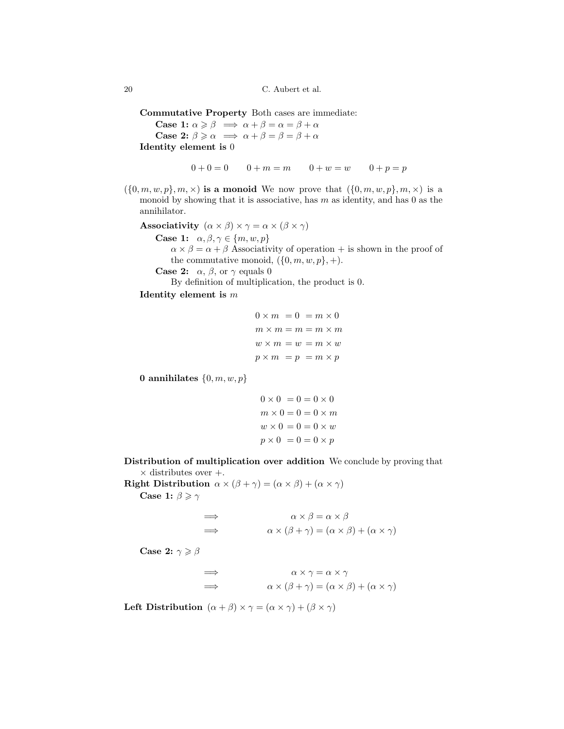**Commutative Property** Both cases are immediate:

**Case 1:** $\alpha \geqslant \beta \implies \alpha + \beta = \alpha = \beta + \alpha$

**Case 2:** $\beta \geqslant \alpha \implies \alpha + \beta = \beta = \beta + \alpha$

**Identity element is** 0

$$0 + 0 = 0 \qquad 0 + m = m \qquad 0 + w = w \qquad 0 + p = p$$

**$(\{0, m, w, p\}, m, \times)$ is a monoid** We now prove that $(\{0, m, w, p\}, m, \times)$ is a monoid by showing that it is associative, has $m$ as identity, and has 0 as the annihilator.

**Associativity** $(\alpha \times \beta) \times \gamma = \alpha \times (\beta \times \gamma)$

**Case 1:** $\alpha, \beta, \gamma \in \{m, w, p\}$

$\alpha \times \beta = \alpha + \beta$ Associativity of operation $+$ is shown in the proof of the commutative monoid, $(\{0, m, w, p\}, +)$.

**Case 2:** $\alpha$, $\beta$, or $\gamma$ equals 0

By definition of multiplication, the product is 0.

**Identity element is** $m$

$$\begin{aligned}
0 \times m &= 0 = m \times 0 \\
m \times m &= m = m \times m \\
w \times m &= w = m \times w \\
p \times m &= p = m \times p
\end{aligned}$$

**0 annihilates** $\{0, m, w, p\}$

$$\begin{aligned}
0 \times 0 &= 0 = 0 \times 0 \\
m \times 0 &= 0 = 0 \times m \\
w \times 0 &= 0 = 0 \times w \\
p \times 0 &= 0 = 0 \times p
\end{aligned}$$

**Distribution of multiplication over addition** We conclude by proving that $\times$ distributes over $+$.

**Right Distribution** $\alpha \times (\beta + \gamma) = (\alpha \times \beta) + (\alpha \times \gamma)$

**Case 1:** $\beta \geqslant \gamma$

$$\begin{aligned}
\implies &\qquad \alpha \times \beta = \alpha \times \beta \\
\implies &\qquad \alpha \times (\beta + \gamma) = (\alpha \times \beta) + (\alpha \times \gamma)
\end{aligned}$$

**Case 2:** $\gamma \geqslant \beta$

$$\begin{aligned}
\implies &\qquad \alpha \times \gamma = \alpha \times \gamma \\
\implies &\qquad \alpha \times (\beta + \gamma) = (\alpha \times \beta) + (\alpha \times \gamma)
\end{aligned}$$

**Left Distribution** $(\alpha + \beta) \times \gamma = (\alpha \times \gamma) + (\beta \times \gamma)$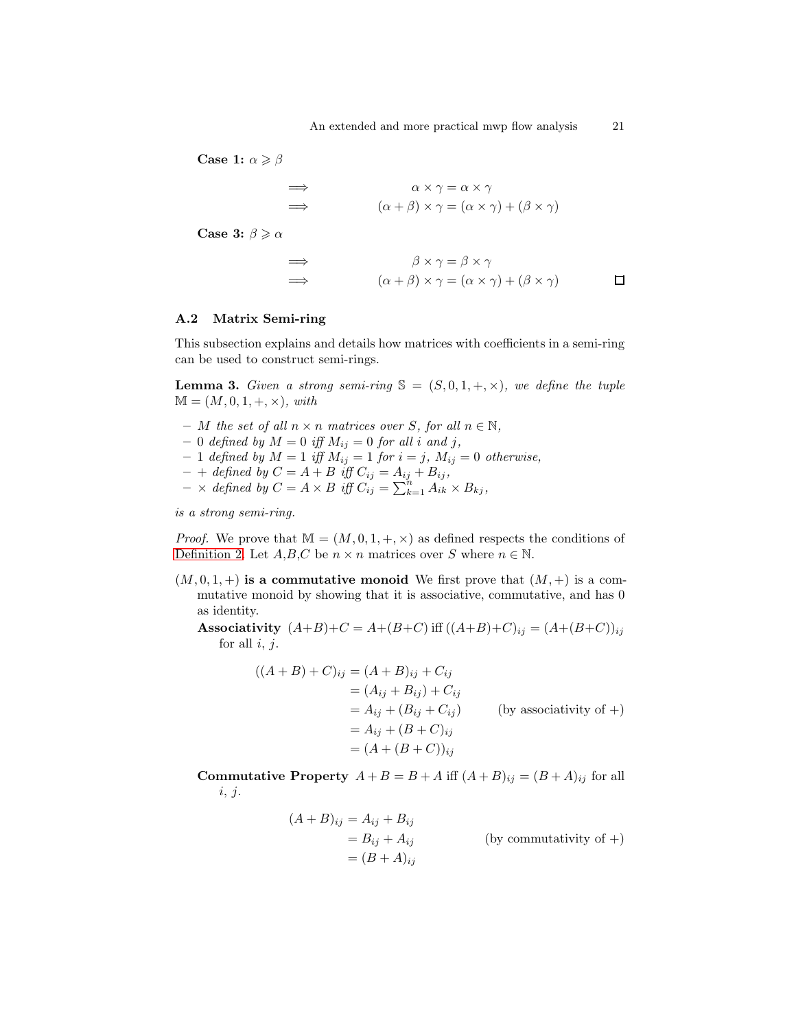**Case 1:** $\alpha \geqslant \beta$

$$
\begin{aligned}
&\implies && \alpha \times \gamma = \alpha \times \gamma \\
&\implies && (\alpha + \beta) \times \gamma = (\alpha \times \gamma) + (\beta \times \gamma)
\end{aligned}
$$

**Case 3:** $\beta \geqslant \alpha$

$$
\begin{aligned}
&\implies && \beta \times \gamma = \beta \times \gamma \\
&\implies && (\alpha + \beta) \times \gamma = (\alpha \times \gamma) + (\beta \times \gamma)
\end{aligned}
$$

□

### A.2 Matrix Semi-ring

This subsection explains and details how matrices with coefficients in a semi-ring can be used to construct semi-rings.

**Lemma 3.** *Given a strong semi-ring $\mathbb{S} = (S, 0, 1, +, \times)$, we define the tuple $\mathbb{M} = (M, 0, 1, +, \times)$, with*

- *$M$ the set of all $n \times n$ matrices over $S$, for all $n \in \mathbb{N}$,*
- *$0$ defined by $M = 0$ iff $M_{ij} = 0$ for all $i$ and $j$,*
- *$1$ defined by $M = 1$ iff $M_{ij} = 1$ for $i = j$, $M_{ij} = 0$ otherwise,*
- *$+$ defined by $C = A + B$ iff $C_{ij} = A_{ij} + B_{ij}$,*
- *$\times$ defined by $C = A \times B$ iff $C_{ij} = \sum_{k=1}^{n} A_{ik} \times B_{kj}$,*

*is a strong semi-ring.*

*Proof.* We prove that $\mathbb{M} = (M, 0, 1, +, \times)$ as defined respects the conditions of Definition 2. Let $A$,$B$,$C$ be $n \times n$ matrices over $S$ where $n \in \mathbb{N}$.

**$(M, 0, 1, +)$ is a commutative monoid** We first prove that $(M, +)$ is a commutative monoid by showing that it is associative, commutative, and has 0 as identity.

**Associativity** $(A+B)+C = A+(B+C)$ iff $((A+B)+C)_{ij} = (A+(B+C))_{ij}$ for all $i$, $j$.

$$
\begin{aligned}
((A + B) + C)_{ij} &= (A + B)_{ij} + C_{ij} \\
&= (A_{ij} + B_{ij}) + C_{ij} \\
&= A_{ij} + (B_{ij} + C_{ij}) && \text{(by associativity of +)} \\
&= A_{ij} + (B + C)_{ij} \\
&= (A + (B + C))_{ij}
\end{aligned}
$$

**Commutative Property** $A + B = B + A$ iff $(A + B)_{ij} = (B + A)_{ij}$ for all $i$, $j$.

$$
\begin{aligned}
(A + B)_{ij} &= A_{ij} + B_{ij} \\
&= B_{ij} + A_{ij} && \text{(by commutativity of +)} \\
&= (B + A)_{ij}
\end{aligned}
$$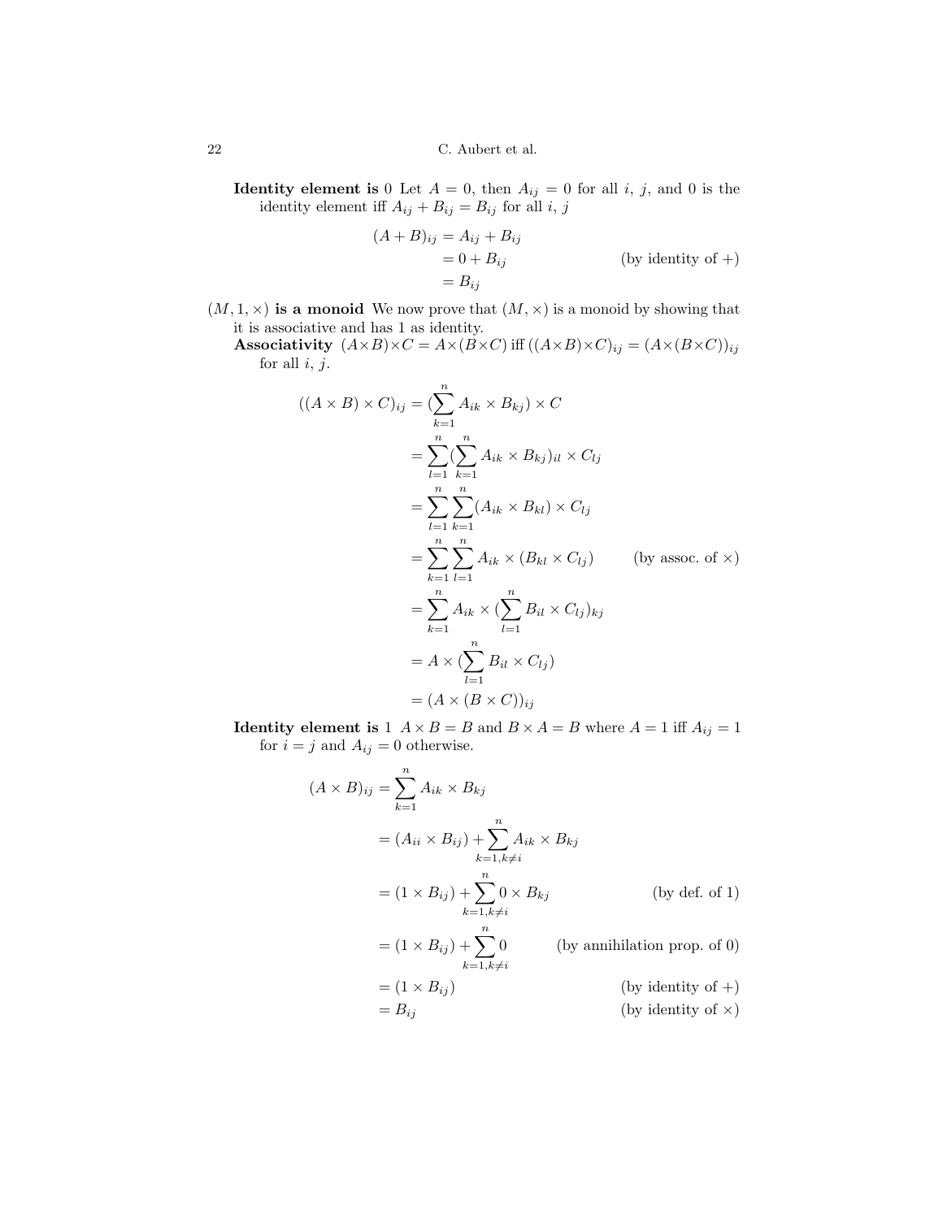**Identity element is** $0$ Let $A = 0$, then $A_{ij} = 0$ for all $i$, $j$, and 0 is the identity element iff $A_{ij} + B_{ij} = B_{ij}$ for all $i$, $j$

$$
\begin{aligned}
(A + B)_{ij} &= A_{ij} + B_{ij} \\
&= 0 + B_{ij} && \text{(by identity of +)} \\
&= B_{ij}
\end{aligned}
$$

**$(M, 1, \times)$ is a monoid** We now prove that $(M, \times)$ is a monoid by showing that it is associative and has 1 as identity.

**Associativity** $(A \times B) \times C = A \times (B \times C)$ iff $((A \times B) \times C)_{ij} = (A \times (B \times C))_{ij}$ for all $i$, $j$.

$$
\begin{aligned}
((A \times B) \times C)_{ij} &= (\sum_{k=1}^{n} A_{ik} \times B_{kj}) \times C \\
&= \sum_{l=1}^{n} (\sum_{k=1}^{n} A_{ik} \times B_{kj})_{il} \times C_{lj} \\
&= \sum_{l=1}^{n} \sum_{k=1}^{n} (A_{ik} \times B_{kl}) \times C_{lj} \\
&= \sum_{k=1}^{n} \sum_{l=1}^{n} A_{ik} \times (B_{kl} \times C_{lj}) && \text{(by assoc. of } \times\text{)} \\
&= \sum_{k=1}^{n} A_{ik} \times (\sum_{l=1}^{n} B_{il} \times C_{lj})_{kj} \\
&= A \times (\sum_{l=1}^{n} B_{il} \times C_{lj}) \\
&= (A \times (B \times C))_{ij}
\end{aligned}
$$

**Identity element is** $1$ $A \times B = B$ and $B \times A = B$ where $A = 1$ iff $A_{ij} = 1$ for $i = j$ and $A_{ij} = 0$ otherwise.

$$
\begin{aligned}
(A \times B)_{ij} &= \sum_{k=1}^{n} A_{ik} \times B_{kj} \\
&= (A_{ii} \times B_{ij}) + \sum_{k=1, k \neq i}^{n} A_{ik} \times B_{kj} \\
&= (1 \times B_{ij}) + \sum_{k=1, k \neq i}^{n} 0 \times B_{kj} && \text{(by def. of 1)} \\
&= (1 \times B_{ij}) + \sum_{k=1, k \neq i}^{n} 0 && \text{(by annihilation prop. of 0)} \\
&= (1 \times B_{ij}) && \text{(by identity of +)} \\
&= B_{ij} && \text{(by identity of } \times\text{)}
\end{aligned}
$$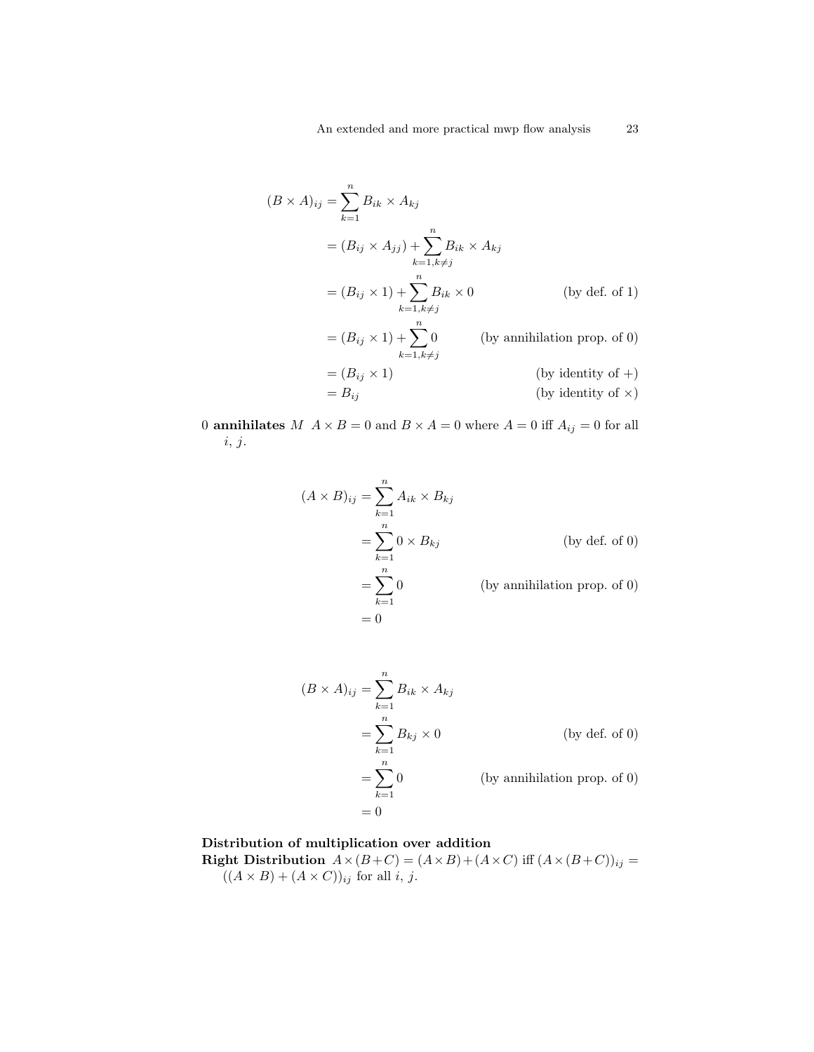$$
\begin{aligned}
(B \times A)_{ij} &= \sum_{k=1}^{n} B_{ik} \times A_{kj} \\
&= (B_{ij} \times A_{jj}) + \sum_{k=1,k\neq j}^{n} B_{ik} \times A_{kj} \\
&= (B_{ij} \times 1) + \sum_{k=1,k\neq j}^{n} B_{ik} \times 0 && \text{(by def. of 1)} \\
&= (B_{ij} \times 1) + \sum_{k=1,k\neq j}^{n} 0 && \text{(by annihilation prop. of 0)} \\
&= (B_{ij} \times 1) && \text{(by identity of +)} \\
&= B_{ij} && \text{(by identity of } \times\text{)}
\end{aligned}
$$

0 **annihilates** $M$ $A \times B = 0$ and $B \times A = 0$ where $A = 0$ iff $A_{ij} = 0$ for all $i$, $j$.

$$
\begin{aligned}
(A \times B)_{ij} &= \sum_{k=1}^{n} A_{ik} \times B_{kj} \\
&= \sum_{k=1}^{n} 0 \times B_{kj} && \text{(by def. of 0)} \\
&= \sum_{k=1}^{n} 0 && \text{(by annihilation prop. of 0)} \\
&= 0
\end{aligned}
$$

$$
\begin{aligned}
(B \times A)_{ij} &= \sum_{k=1}^{n} B_{ik} \times A_{kj} \\
&= \sum_{k=1}^{n} B_{kj} \times 0 && \text{(by def. of 0)} \\
&= \sum_{k=1}^{n} 0 && \text{(by annihilation prop. of 0)} \\
&= 0
\end{aligned}
$$

**Distribution of multiplication over addition**

**Right Distribution** $A \times (B + C) = (A \times B) + (A \times C)$ iff $(A \times (B + C))_{ij} = ((A \times B) + (A \times C))_{ij}$ for all $i$, $j$.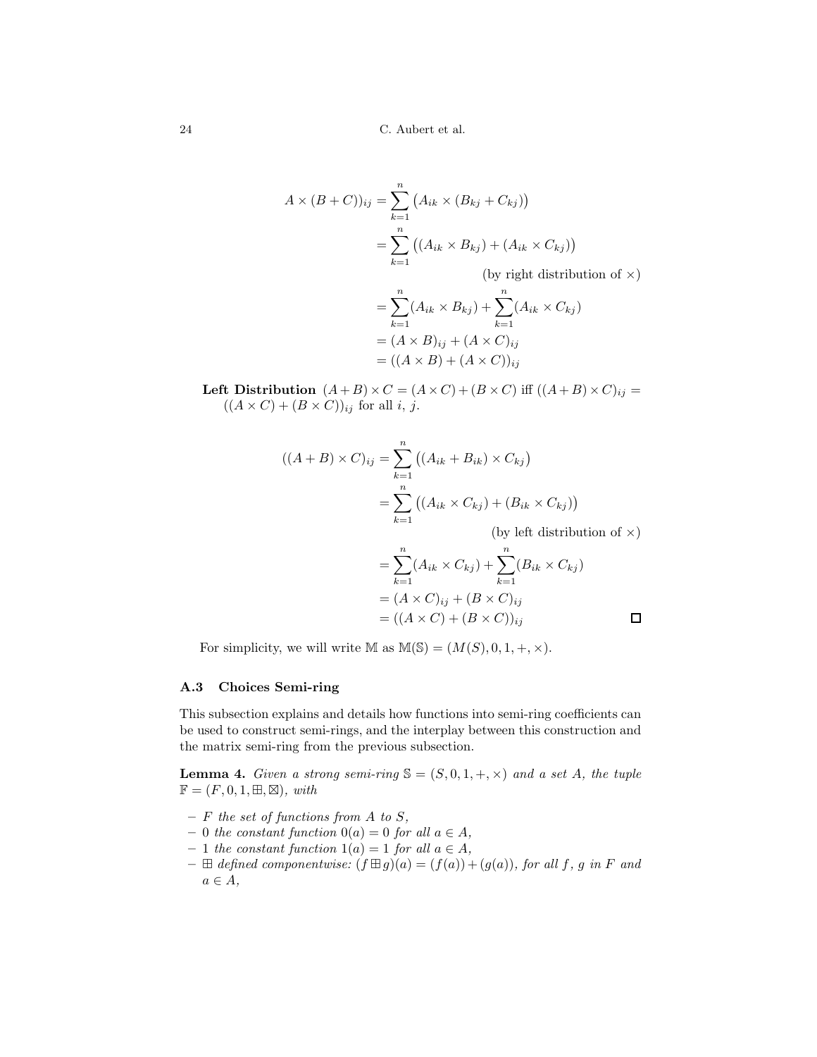$$
\begin{aligned}
A \times (B + C))_{ij} &= \sum_{k=1}^{n} \big(A_{ik} \times (B_{kj} + C_{kj})\big) \\
&= \sum_{k=1}^{n} \big((A_{ik} \times B_{kj}) + (A_{ik} \times C_{kj})\big) \\
&\qquad\qquad\qquad \text{(by right distribution of } \times\text{)} \\
&= \sum_{k=1}^{n} (A_{ik} \times B_{kj}) + \sum_{k=1}^{n} (A_{ik} \times C_{kj}) \\
&= (A \times B)_{ij} + (A \times C)_{ij} \\
&= ((A \times B) + (A \times C))_{ij}
\end{aligned}
$$

**Left Distribution** $(A+B) \times C = (A \times C) + (B \times C)$ iff $((A+B) \times C)_{ij} = ((A \times C) + (B \times C))_{ij}$ for all $i$, $j$.

$$
\begin{aligned}
((A + B) \times C)_{ij} &= \sum_{k=1}^{n} \big((A_{ik} + B_{ik}) \times C_{kj}\big) \\
&= \sum_{k=1}^{n} \big((A_{ik} \times C_{kj}) + (B_{ik} \times C_{kj})\big) \\
&\qquad\qquad\qquad \text{(by left distribution of } \times\text{)} \\
&= \sum_{k=1}^{n} (A_{ik} \times C_{kj}) + \sum_{k=1}^{n} (B_{ik} \times C_{kj}) \\
&= (A \times C)_{ij} + (B \times C)_{ij} \\
&= ((A \times C) + (B \times C))_{ij}
\end{aligned}
$$

□

For simplicity, we will write $\mathbb{M}$ as $\mathbb{M}(\mathbb{S}) = (M(S), 0, 1, +, \times)$.

### A.3 Choices Semi-ring

This subsection explains and details how functions into semi-ring coefficients can be used to construct semi-rings, and the interplay between this construction and the matrix semi-ring from the previous subsection.

**Lemma 4.** *Given a strong semi-ring* $\mathbb{S} = (S, 0, 1, +, \times)$ *and a set* $A$*, the tuple* $\mathbb{F} = (F, 0, 1, \boxplus, \boxtimes)$*, with*

- $F$ *the set of functions from* $A$ *to* $S$*,*
- $0$ *the constant function* $0(a) = 0$ *for all* $a \in A$*,*
- $1$ *the constant function* $1(a) = 1$ *for all* $a \in A$*,*
- $\boxplus$ *defined componentwise:* $(f \boxplus g)(a) = (f(a)) + (g(a))$*, for all* $f$*,* $g$ *in* $F$ *and* $a \in A$*,*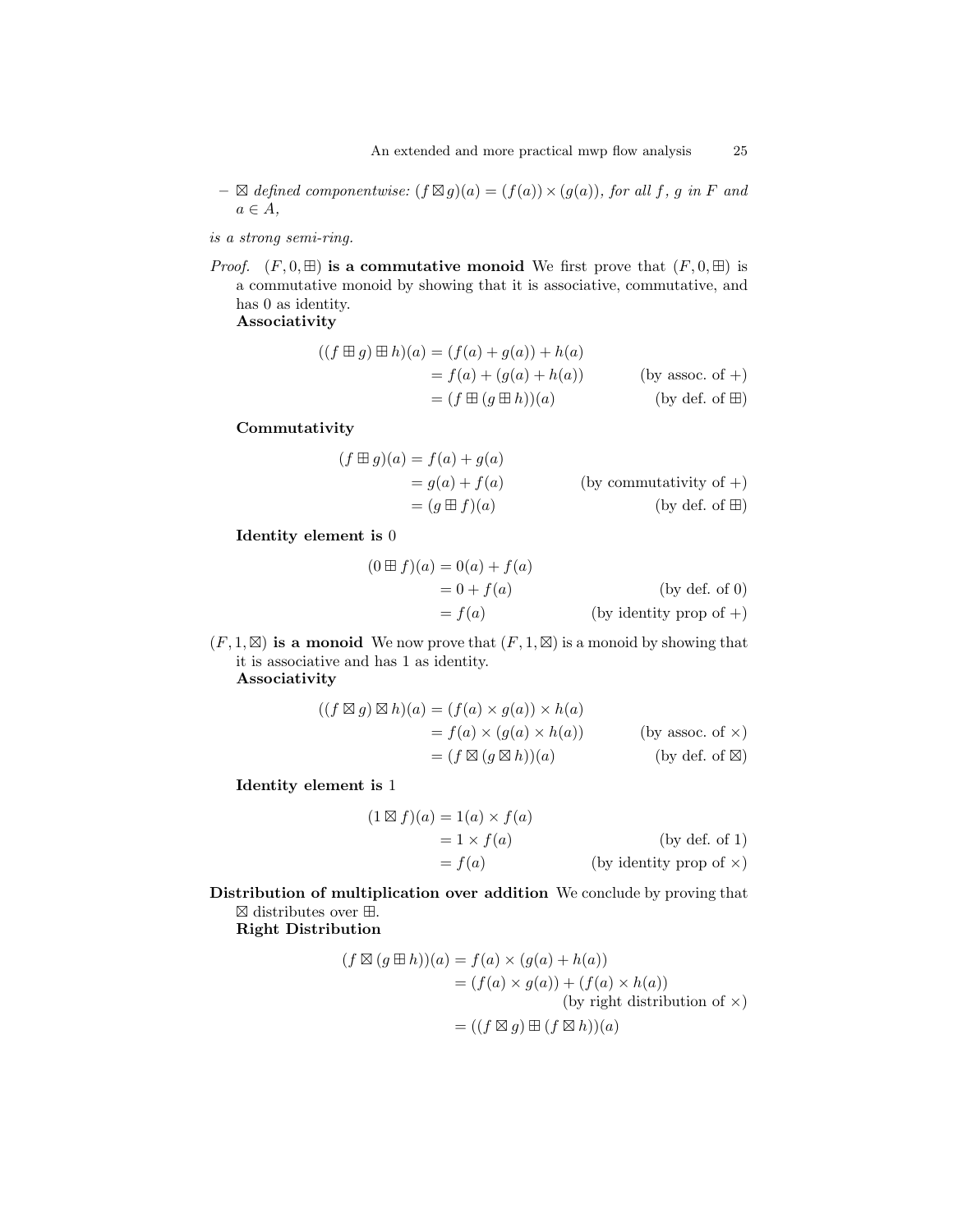– $\boxtimes$ *defined componentwise:* $(f \boxtimes g)(a) = (f(a)) \times (g(a))$, *for all* $f$, $g$ *in* $F$ *and* $a \in A$,

*is a strong semi-ring.*

*Proof.* **$(F, 0, \boxplus)$ is a commutative monoid** We first prove that $(F, 0, \boxplus)$ is a commutative monoid by showing that it is associative, commutative, and has 0 as identity.

**Associativity**

$$
\begin{aligned}
((f \boxplus g) \boxplus h)(a) &= (f(a) + g(a)) + h(a) \\
&= f(a) + (g(a) + h(a)) && \text{(by assoc. of } +\text{)} \\
&= (f \boxplus (g \boxplus h))(a) && \text{(by def. of } \boxplus\text{)}
\end{aligned}
$$

**Commutativity**

$$
\begin{aligned}
(f \boxplus g)(a) &= f(a) + g(a) \\
&= g(a) + f(a) && \text{(by commutativity of } +\text{)} \\
&= (g \boxplus f)(a) && \text{(by def. of } \boxplus\text{)}
\end{aligned}
$$

**Identity element is** $0$

$$
\begin{aligned}
(0 \boxplus f)(a) &= 0(a) + f(a) \\
&= 0 + f(a) && \text{(by def. of 0)} \\
&= f(a) && \text{(by identity prop of } +\text{)}
\end{aligned}
$$

**$(F, 1, \boxtimes)$ is a monoid** We now prove that $(F, 1, \boxtimes)$ is a monoid by showing that it is associative and has 1 as identity.

**Associativity**

$$
\begin{aligned}
((f \boxtimes g) \boxtimes h)(a) &= (f(a) \times g(a)) \times h(a) \\
&= f(a) \times (g(a) \times h(a)) && \text{(by assoc. of } \times\text{)} \\
&= (f \boxtimes (g \boxtimes h))(a) && \text{(by def. of } \boxtimes\text{)}
\end{aligned}
$$

**Identity element is** $1$

$$
\begin{aligned}
(1 \boxtimes f)(a) &= 1(a) \times f(a) \\
&= 1 \times f(a) && \text{(by def. of 1)} \\
&= f(a) && \text{(by identity prop of } \times\text{)}
\end{aligned}
$$

**Distribution of multiplication over addition** We conclude by proving that $\boxtimes$ distributes over $\boxplus$.

**Right Distribution**

$$
\begin{aligned}
(f \boxtimes (g \boxplus h))(a) &= f(a) \times (g(a) + h(a)) \\
&= (f(a) \times g(a)) + (f(a) \times h(a)) \\
&\qquad \text{(by right distribution of } \times\text{)} \\
&= ((f \boxtimes g) \boxplus (f \boxtimes h))(a)
\end{aligned}
$$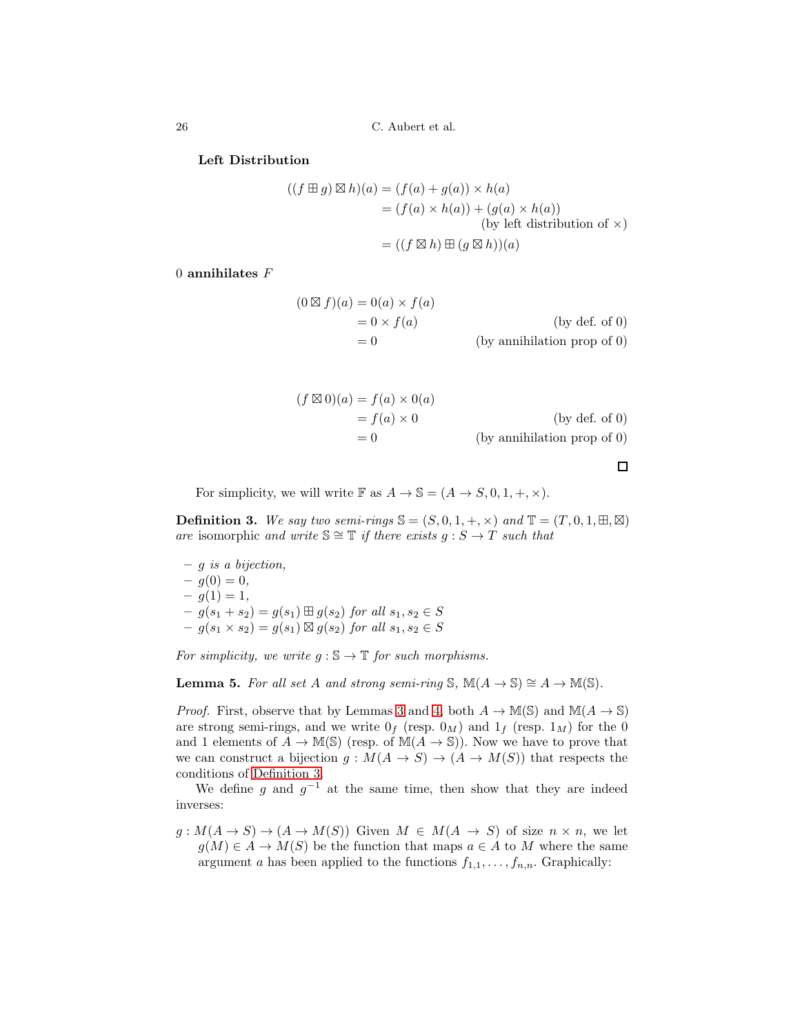**Left Distribution**

$$
\begin{aligned}
((f \boxplus g) \boxtimes h)(a) &= (f(a) + g(a)) \times h(a) \\
&= (f(a) \times h(a)) + (g(a) \times h(a)) \\
&\qquad\qquad\qquad\qquad \text{(by left distribution of } \times\text{)} \\
&= ((f \boxtimes h) \boxplus (g \boxtimes h))(a)
\end{aligned}
$$

**0 annihilates** $F$

$$
\begin{aligned}
(0 \boxtimes f)(a) &= 0(a) \times f(a) \\
&= 0 \times f(a) && \text{(by def. of 0)} \\
&= 0 && \text{(by annihilation prop of 0)}
\end{aligned}
$$

$$
\begin{aligned}
(f \boxtimes 0)(a) &= f(a) \times 0(a) \\
&= f(a) \times 0 && \text{(by def. of 0)} \\
&= 0 && \text{(by annihilation prop of 0)}
\end{aligned}
$$

□

For simplicity, we will write $\mathbb{F}$ as $A \to \mathbb{S} = (A \to S, 0, 1, +, \times)$.

**Definition 3.** *We say two semi-rings $\mathbb{S} = (S, 0, 1, +, \times)$ and $\mathbb{T} = (T, 0, 1, \boxplus, \boxtimes)$ are* isomorphic *and write $\mathbb{S} \cong \mathbb{T}$ if there exists $g : S \to T$ such that*

- *$g$ is a bijection,*
- *$g(0) = 0$,*
- *$g(1) = 1$,*
- *$g(s_1 + s_2) = g(s_1) \boxplus g(s_2)$ for all $s_1, s_2 \in S$*
- *$g(s_1 \times s_2) = g(s_1) \boxtimes g(s_2)$ for all $s_1, s_2 \in S$*

*For simplicity, we write $g : \mathbb{S} \to \mathbb{T}$ for such morphisms.*

**Lemma 5.** *For all set $A$ and strong semi-ring $\mathbb{S}$, $\mathbb{M}(A \to \mathbb{S}) \cong A \to \mathbb{M}(\mathbb{S})$.*

*Proof.* First, observe that by Lemmas 3 and 4, both $A \to \mathbb{M}(\mathbb{S})$ and $\mathbb{M}(A \to \mathbb{S})$ are strong semi-rings, and we write $0_f$ (resp. $0_M$) and $1_f$ (resp. $1_M$) for the 0 and 1 elements of $A \to \mathbb{M}(\mathbb{S})$ (resp. of $\mathbb{M}(A \to \mathbb{S})$). Now we have to prove that we can construct a bijection $g : M(A \to S) \to (A \to M(S))$ that respects the conditions of Definition 3.

We define $g$ and $g^{-1}$ at the same time, then show that they are indeed inverses:

$g : M(A \to S) \to (A \to M(S))$ Given $M \in M(A \to S)$ of size $n \times n$, we let $g(M) \in A \to M(S)$ be the function that maps $a \in A$ to $M$ where the same argument $a$ has been applied to the functions $f_{1,1}, \ldots, f_{n,n}$. Graphically: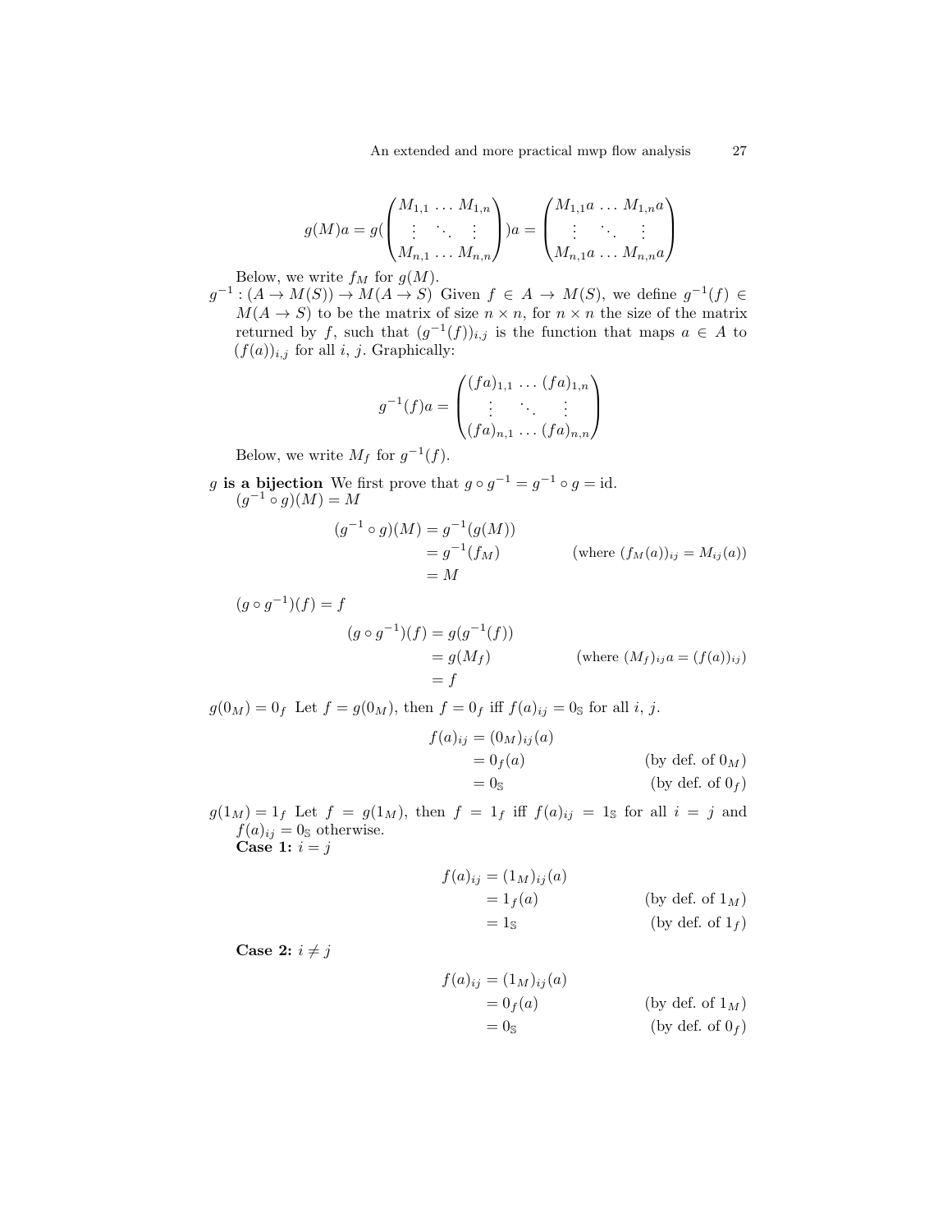$$g(M)a = g(\begin{pmatrix} M_{1,1} & \dots & M_{1,n} \\ \vdots & \ddots & \vdots \\ M_{n,1} & \dots & M_{n,n} \end{pmatrix})a = \begin{pmatrix} M_{1,1}a & \dots & M_{1,n}a \\ \vdots & \ddots & \vdots \\ M_{n,1}a & \dots & M_{n,n}a \end{pmatrix}$$

Below, we write $f_M$ for $g(M)$.

$g^{-1} : (A \to M(S)) \to M(A \to S)$ Given $f \in A \to M(S)$, we define $g^{-1}(f) \in M(A \to S)$ to be the matrix of size $n \times n$, for $n \times n$ the size of the matrix returned by $f$, such that $(g^{-1}(f))_{i,j}$ is the function that maps $a \in A$ to $(f(a))_{i,j}$ for all $i$, $j$. Graphically:

$$g^{-1}(f)a = \begin{pmatrix} (fa)_{1,1} & \dots & (fa)_{1,n} \\ \vdots & \ddots & \vdots \\ (fa)_{n,1} & \dots & (fa)_{n,n} \end{pmatrix}$$

Below, we write $M_f$ for $g^{-1}(f)$.

**$g$ is a bijection** We first prove that $g \circ g^{-1} = g^{-1} \circ g = \text{id}$.

$(g^{-1} \circ g)(M) = M$

$$\begin{aligned} (g^{-1} \circ g)(M) &= g^{-1}(g(M)) \\ &= g^{-1}(f_M) && (\text{where } (f_M(a))_{ij} = M_{ij}(a)) \\ &= M \end{aligned}$$

$(g \circ g^{-1})(f) = f$

$$\begin{aligned} (g \circ g^{-1})(f) &= g(g^{-1}(f)) \\ &= g(M_f) && (\text{where } (M_f)_{ij}a = (f(a))_{ij}) \\ &= f \end{aligned}$$

$g(0_M) = 0_f$ Let $f = g(0_M)$, then $f = 0_f$ iff $f(a)_{ij} = 0_{\mathbb{S}}$ for all $i$, $j$.

$$\begin{aligned} f(a)_{ij} &= (0_M)_{ij}(a) \\ &= 0_f(a) && (\text{by def. of } 0_M) \\ &= 0_{\mathbb{S}} && (\text{by def. of } 0_f) \end{aligned}$$

$g(1_M) = 1_f$ Let $f = g(1_M)$, then $f = 1_f$ iff $f(a)_{ij} = 1_{\mathbb{S}}$ for all $i = j$ and $f(a)_{ij} = 0_{\mathbb{S}}$ otherwise.

**Case 1:** $i = j$

$$\begin{aligned} f(a)_{ij} &= (1_M)_{ij}(a) \\ &= 1_f(a) && (\text{by def. of } 1_M) \\ &= 1_{\mathbb{S}} && (\text{by def. of } 1_f) \end{aligned}$$

**Case 2:** $i \neq j$

$$\begin{aligned} f(a)_{ij} &= (1_M)_{ij}(a) \\ &= 0_f(a) && (\text{by def. of } 1_M) \\ &= 0_{\mathbb{S}} && (\text{by def. of } 0_f) \end{aligned}$$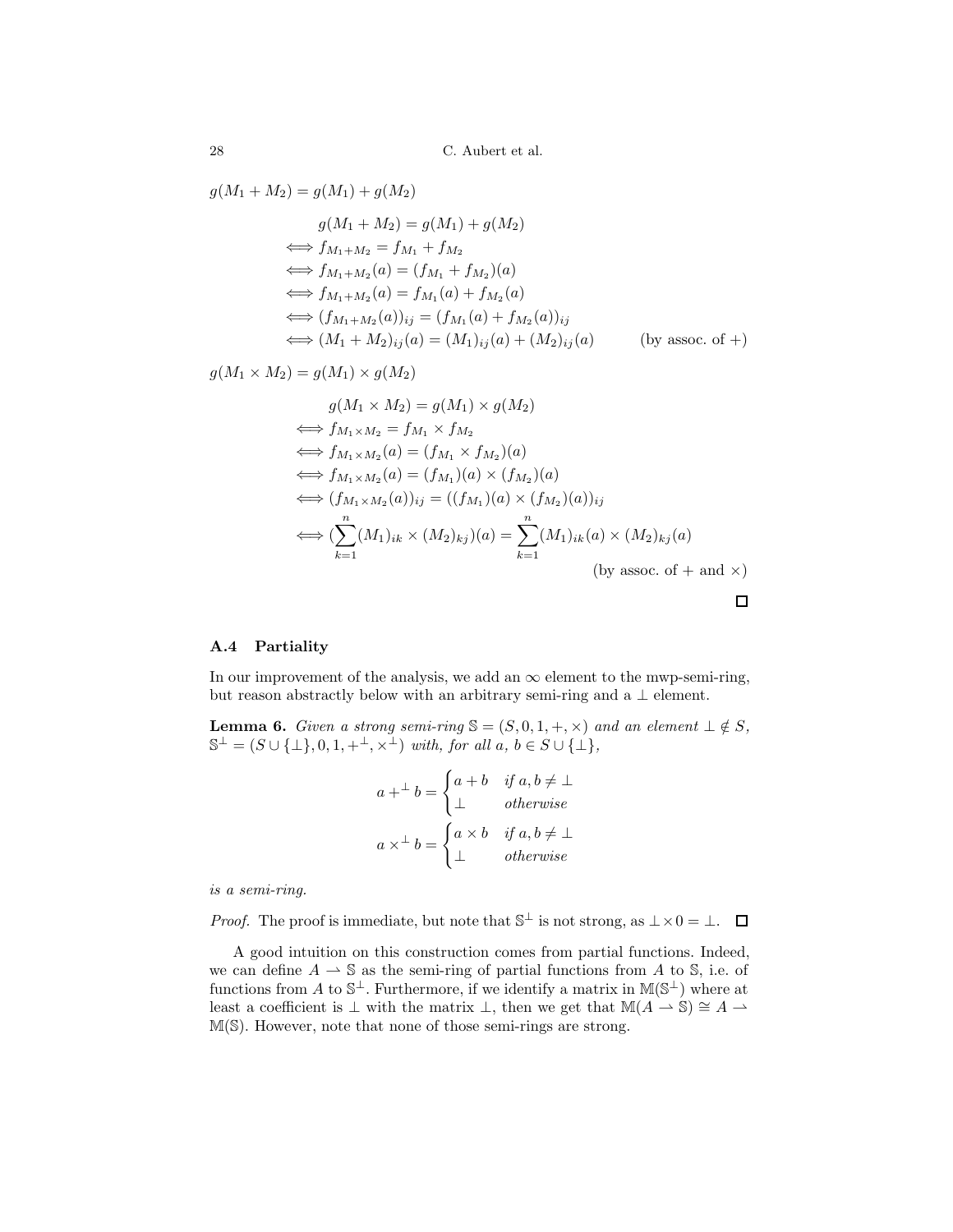$g(M_1 + M_2) = g(M_1) + g(M_2)$

$$
\begin{aligned}
& g(M_1 + M_2) = g(M_1) + g(M_2) \\
\iff & f_{M_1+M_2} = f_{M_1} + f_{M_2} \\
\iff & f_{M_1+M_2}(a) = (f_{M_1} + f_{M_2})(a) \\
\iff & f_{M_1+M_2}(a) = f_{M_1}(a) + f_{M_2}(a) \\
\iff & (f_{M_1+M_2}(a))_{ij} = (f_{M_1}(a) + f_{M_2}(a))_{ij} \\
\iff & (M_1 + M_2)_{ij}(a) = (M_1)_{ij}(a) + (M_2)_{ij}(a) \qquad \text{(by assoc. of } +\text{)}
\end{aligned}
$$

$g(M_1 \times M_2) = g(M_1) \times g(M_2)$

$$
\begin{aligned}
& g(M_1 \times M_2) = g(M_1) \times g(M_2) \\
\iff & f_{M_1 \times M_2} = f_{M_1} \times f_{M_2} \\
\iff & f_{M_1 \times M_2}(a) = (f_{M_1} \times f_{M_2})(a) \\
\iff & f_{M_1 \times M_2}(a) = (f_{M_1})(a) \times (f_{M_2})(a) \\
\iff & (f_{M_1 \times M_2}(a))_{ij} = ((f_{M_1})(a) \times (f_{M_2})(a))_{ij} \\
\iff & (\sum_{k=1}^{n} (M_1)_{ik} \times (M_2)_{kj})(a) = \sum_{k=1}^{n} (M_1)_{ik}(a) \times (M_2)_{kj}(a) \\
& \qquad \text{(by assoc. of } + \text{ and } \times\text{)}
\end{aligned}
$$

$\square$

### A.4 Partiality

In our improvement of the analysis, we add an $\infty$ element to the mwp-semi-ring, but reason abstractly below with an arbitrary semi-ring and a $\perp$ element.

**Lemma 6.** *Given a strong semi-ring $\mathbb{S} = (S, 0, 1, +, \times)$ and an element $\perp \notin S$, $\mathbb{S}^{\perp} = (S \cup \{\perp\}, 0, 1, +^{\perp}, \times^{\perp})$ with, for all $a$, $b \in S \cup \{\perp\}$,*

$$
a +^{\perp} b = \begin{cases} a + b & \text{if } a, b \neq \perp \\ \perp & \text{otherwise} \end{cases}
$$

$$
a \times^{\perp} b = \begin{cases} a \times b & \text{if } a, b \neq \perp \\ \perp & \text{otherwise} \end{cases}
$$

*is a semi-ring.*

*Proof.* The proof is immediate, but note that $\mathbb{S}^{\perp}$ is not strong, as $\perp \times 0 = \perp$. $\square$

A good intuition on this construction comes from partial functions. Indeed, we can define $A \rightharpoonup \mathbb{S}$ as the semi-ring of partial functions from $A$ to $\mathbb{S}$, i.e. of functions from $A$ to $\mathbb{S}^{\perp}$. Furthermore, if we identify a matrix in $\mathbb{M}(\mathbb{S}^{\perp})$ where at least a coefficient is $\perp$ with the matrix $\perp$, then we get that $\mathbb{M}(A \rightharpoonup \mathbb{S}) \cong A \rightharpoonup \mathbb{M}(\mathbb{S})$. However, note that none of those semi-rings are strong.